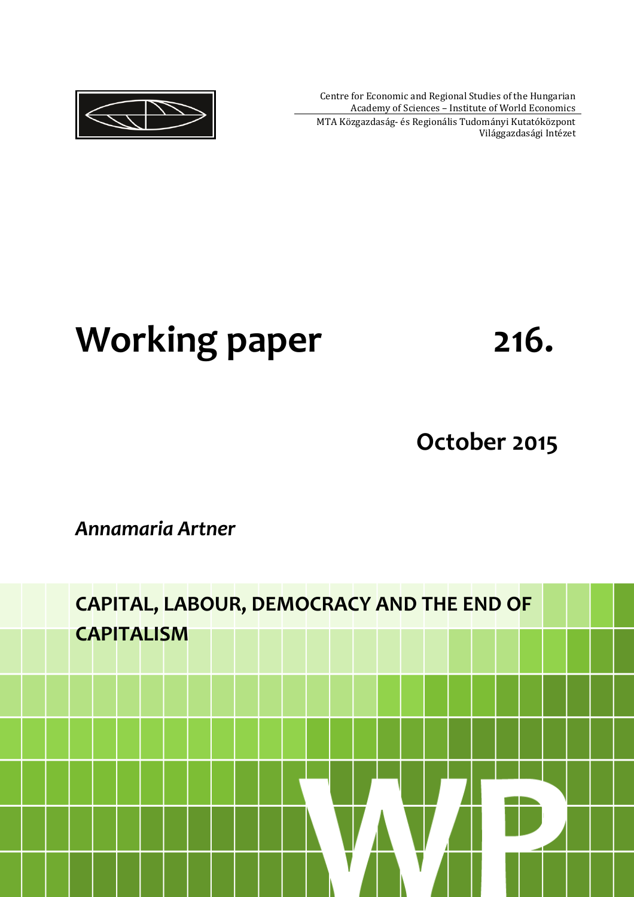Centre for Economic and Regional Studies of the Hungarian Academy of Sciences – Institute of World Economics

MTA Közgazdaság- és Regionális Tudományi Kutatóközpont Világgazdasági Intézet

# Working paper 216.

**October 2015**

*Annamaria Artner*

## CAPITAL, LABOUR, DEMOCRACY AND THE END OF CAPITALISM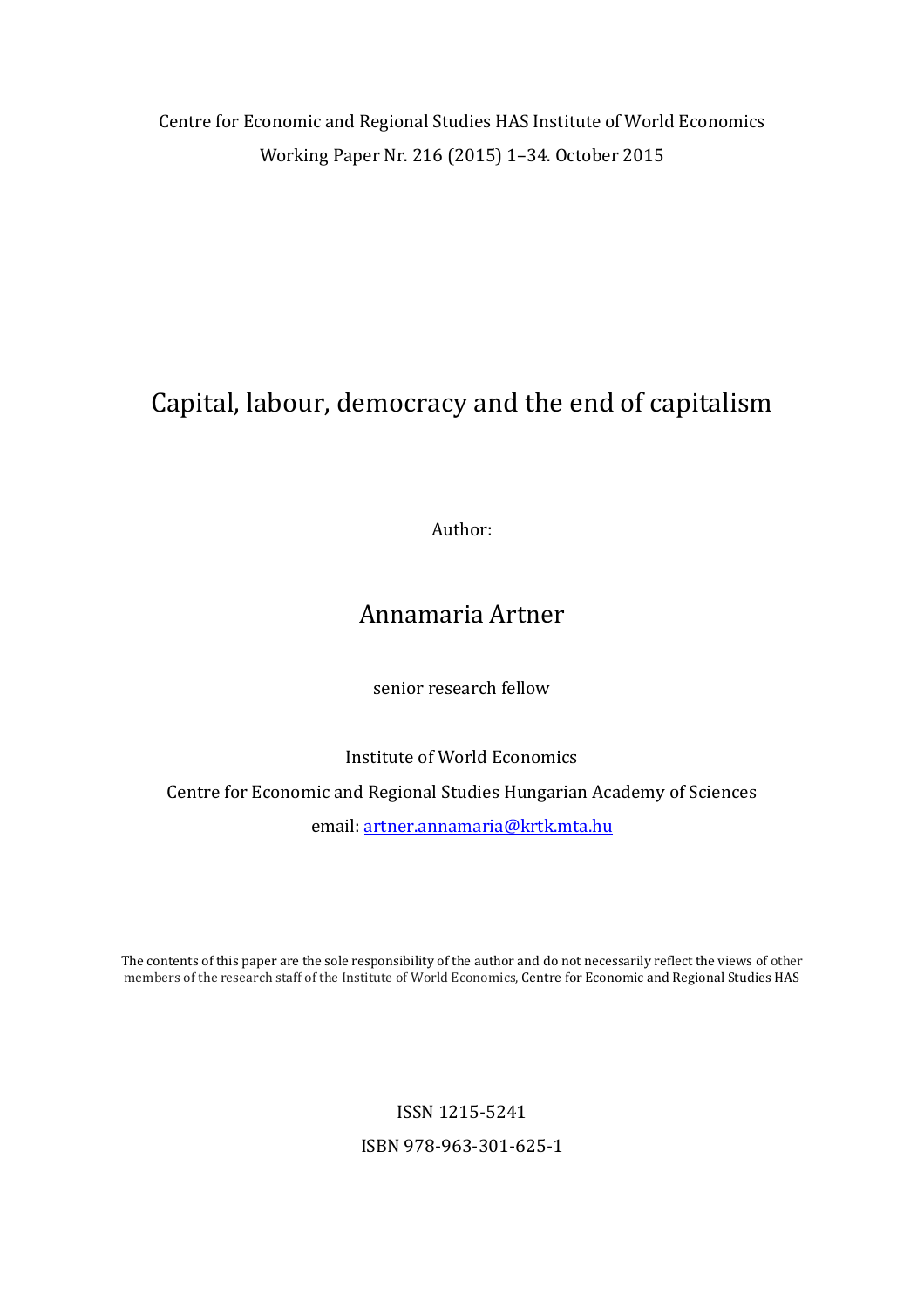Centre for Economic and Regional Studies HAS Institute of World Economics
Working Paper Nr. 216 (2015) 1–34. October 2015

# Capital, labour, democracy and the end of capitalism

Author:

## Annamaria Artner

senior research fellow

Institute of World Economics

Centre for Economic and Regional Studies Hungarian Academy of Sciences

email: artner.annamaria@krtk.mta.hu

The contents of this paper are the sole responsibility of the author and do not necessarily reflect the views of other members of the research staff of the Institute of World Economics, Centre for Economic and Regional Studies HAS

ISSN 1215-5241

ISBN 978-963-301-625-1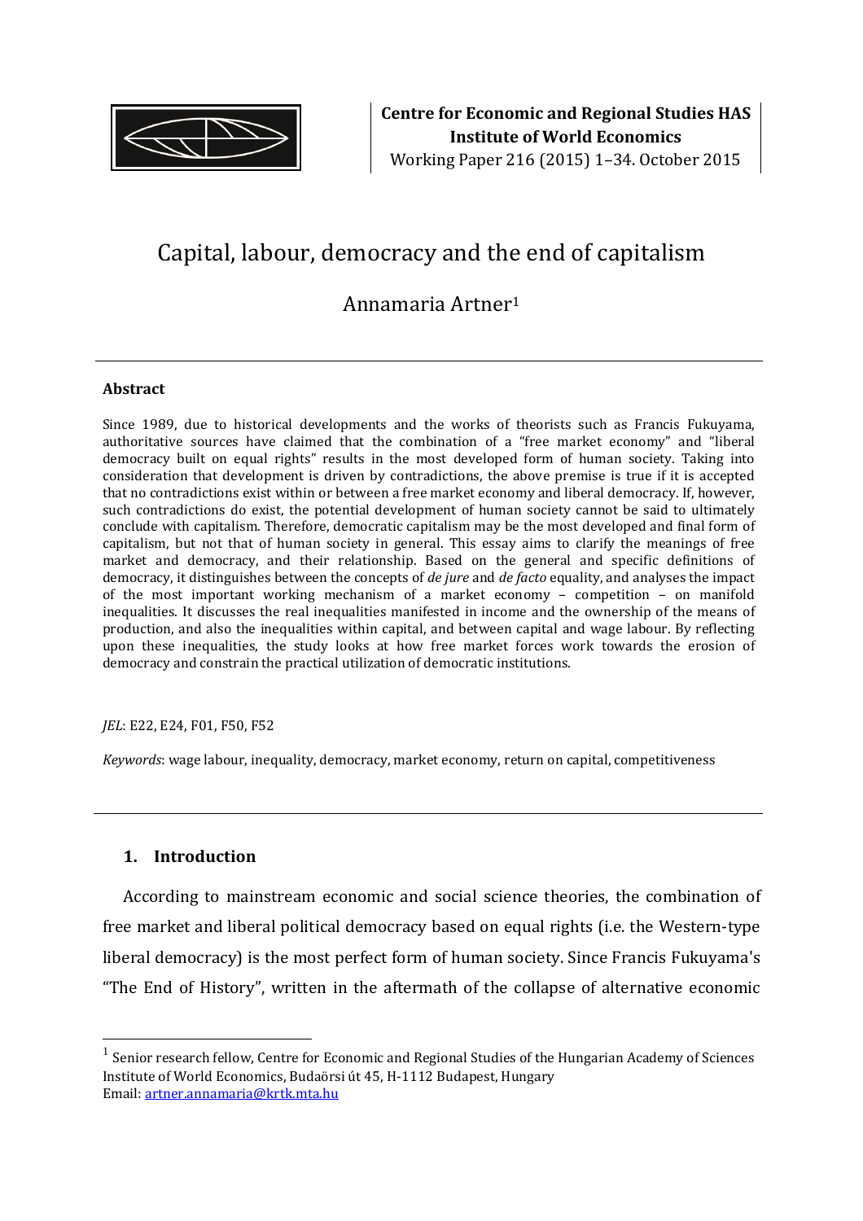# Capital, labour, democracy and the end of capitalism

Annamaria Artner[1]

## Abstract

Since 1989, due to historical developments and the works of theorists such as Francis Fukuyama, authoritative sources have claimed that the combination of a "free market economy" and "liberal democracy built on equal rights" results in the most developed form of human society. Taking into consideration that development is driven by contradictions, the above premise is true if it is accepted that no contradictions exist within or between a free market economy and liberal democracy. If, however, such contradictions do exist, the potential development of human society cannot be said to ultimately conclude with capitalism. Therefore, democratic capitalism may be the most developed and final form of capitalism, but not that of human society in general. This essay aims to clarify the meanings of free market and democracy, and their relationship. Based on the general and specific definitions of democracy, it distinguishes between the concepts of *de jure* and *de facto* equality, and analyses the impact of the most important working mechanism of a market economy – competition – on manifold inequalities. It discusses the real inequalities manifested in income and the ownership of the means of production, and also the inequalities within capital, and between capital and wage labour. By reflecting upon these inequalities, the study looks at how free market forces work towards the erosion of democracy and constrain the practical utilization of democratic institutions.

*JEL*: E22, E24, F01, F50, F52

*Keywords*: wage labour, inequality, democracy, market economy, return on capital, competitiveness

## 1. Introduction

According to mainstream economic and social science theories, the combination of free market and liberal political democracy based on equal rights (i.e. the Western-type liberal democracy) is the most perfect form of human society. Since Francis Fukuyama's "The End of History", written in the aftermath of the collapse of alternative economic

[1] Senior research fellow, Centre for Economic and Regional Studies of the Hungarian Academy of Sciences Institute of World Economics, Budaörsi út 45, H-1112 Budapest, Hungary
Email: artner.annamaria@krtk.mta.hu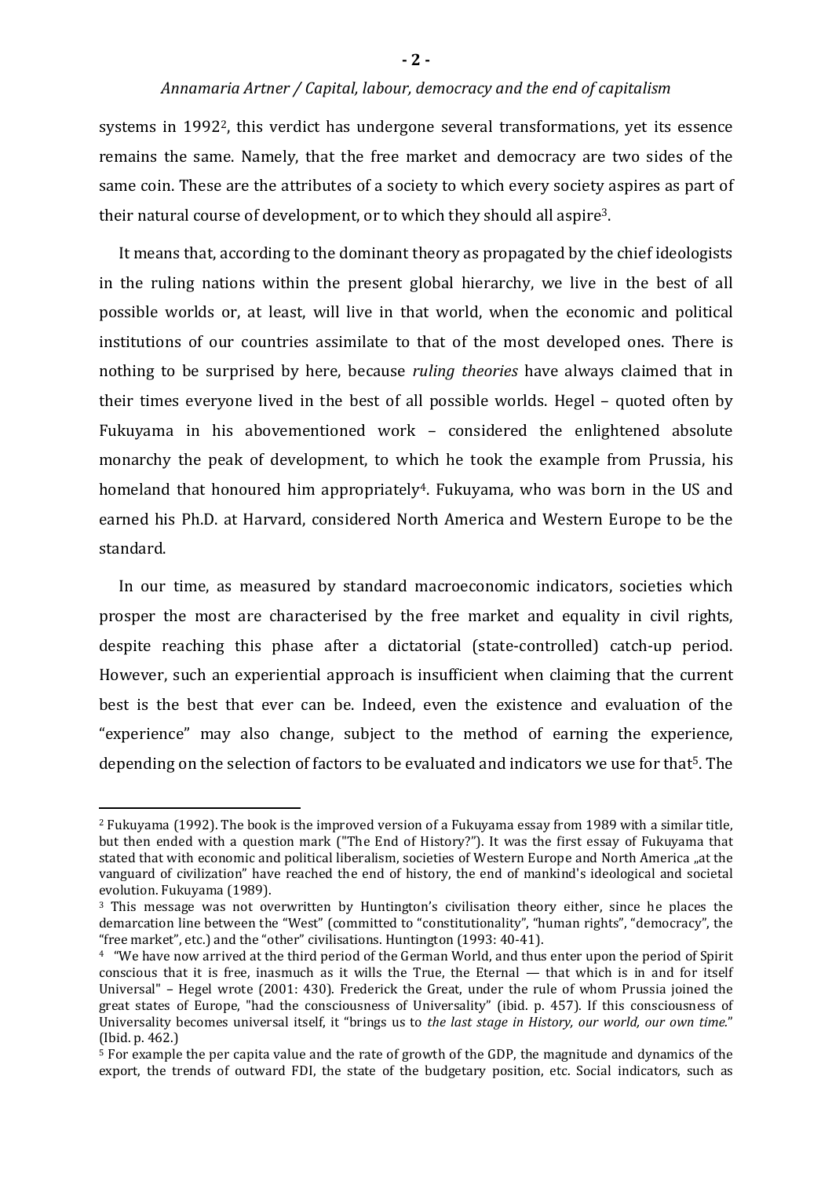systems in 1992[2], this verdict has undergone several transformations, yet its essence remains the same. Namely, that the free market and democracy are two sides of the same coin. These are the attributes of a society to which every society aspires as part of their natural course of development, or to which they should all aspire[3].

It means that, according to the dominant theory as propagated by the chief ideologists in the ruling nations within the present global hierarchy, we live in the best of all possible worlds or, at least, will live in that world, when the economic and political institutions of our countries assimilate to that of the most developed ones. There is nothing to be surprised by here, because *ruling theories* have always claimed that in their times everyone lived in the best of all possible worlds. Hegel – quoted often by Fukuyama in his abovementioned work – considered the enlightened absolute monarchy the peak of development, to which he took the example from Prussia, his homeland that honoured him appropriately[4]. Fukuyama, who was born in the US and earned his Ph.D. at Harvard, considered North America and Western Europe to be the standard.

In our time, as measured by standard macroeconomic indicators, societies which prosper the most are characterised by the free market and equality in civil rights, despite reaching this phase after a dictatorial (state-controlled) catch-up period. However, such an experiential approach is insufficient when claiming that the current best is the best that ever can be. Indeed, even the existence and evaluation of the "experience" may also change, subject to the method of earning the experience, depending on the selection of factors to be evaluated and indicators we use for that[5]. The

---

[2] Fukuyama (1992). The book is the improved version of a Fukuyama essay from 1989 with a similar title, but then ended with a question mark ("The End of History?"). It was the first essay of Fukuyama that stated that with economic and political liberalism, societies of Western Europe and North America „at the vanguard of civilization" have reached the end of history, the end of mankind's ideological and societal evolution. Fukuyama (1989).

[3] This message was not overwritten by Huntington's civilisation theory either, since he places the demarcation line between the "West" (committed to "constitutionality", "human rights", "democracy", the "free market", etc.) and the "other" civilisations. Huntington (1993: 40-41).

[4] "We have now arrived at the third period of the German World, and thus enter upon the period of Spirit conscious that it is free, inasmuch as it wills the True, the Eternal — that which is in and for itself Universal" – Hegel wrote (2001: 430). Frederick the Great, under the rule of whom Prussia joined the great states of Europe, "had the consciousness of Universality" (ibid. p. 457). If this consciousness of Universality becomes universal itself, it "brings us to *the last stage in History, our world, our own time.*" (Ibid. p. 462.)

[5] For example the per capita value and the rate of growth of the GDP, the magnitude and dynamics of the export, the trends of outward FDI, the state of the budgetary position, etc. Social indicators, such as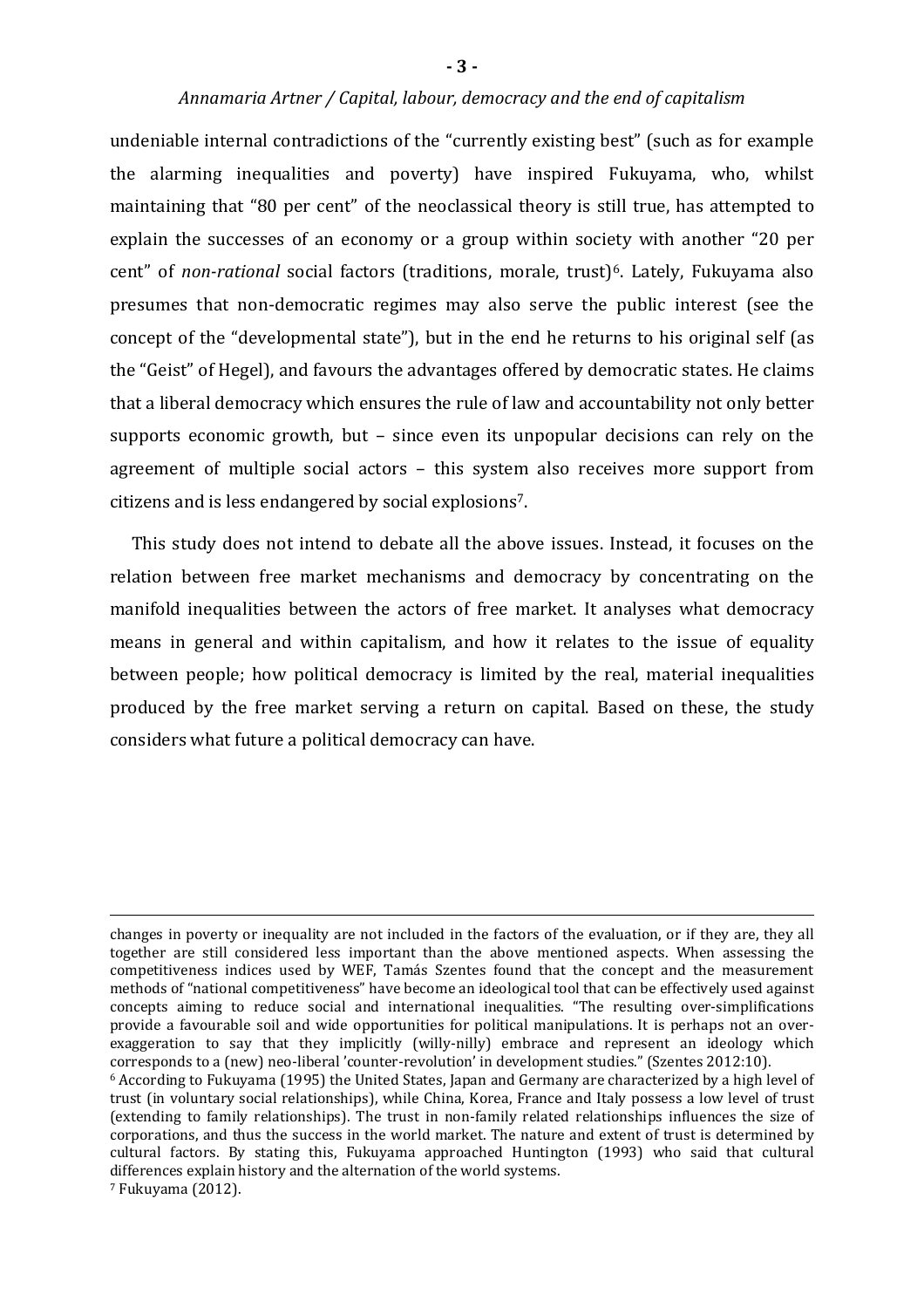undeniable internal contradictions of the "currently existing best" (such as for example the alarming inequalities and poverty) have inspired Fukuyama, who, whilst maintaining that "80 per cent" of the neoclassical theory is still true, has attempted to explain the successes of an economy or a group within society with another "20 per cent" of *non-rational* social factors (traditions, morale, trust)[6]. Lately, Fukuyama also presumes that non-democratic regimes may also serve the public interest (see the concept of the "developmental state"), but in the end he returns to his original self (as the "Geist" of Hegel), and favours the advantages offered by democratic states. He claims that a liberal democracy which ensures the rule of law and accountability not only better supports economic growth, but – since even its unpopular decisions can rely on the agreement of multiple social actors – this system also receives more support from citizens and is less endangered by social explosions[7].

This study does not intend to debate all the above issues. Instead, it focuses on the relation between free market mechanisms and democracy by concentrating on the manifold inequalities between the actors of free market. It analyses what democracy means in general and within capitalism, and how it relates to the issue of equality between people; how political democracy is limited by the real, material inequalities produced by the free market serving a return on capital. Based on these, the study considers what future a political democracy can have.

---

changes in poverty or inequality are not included in the factors of the evaluation, or if they are, they all together are still considered less important than the above mentioned aspects. When assessing the competitiveness indices used by WEF, Tamás Szentes found that the concept and the measurement methods of "national competitiveness" have become an ideological tool that can be effectively used against concepts aiming to reduce social and international inequalities. "The resulting over-simplifications provide a favourable soil and wide opportunities for political manipulations. It is perhaps not an over-exaggeration to say that they implicitly (willy-nilly) embrace and represent an ideology which corresponds to a (new) neo-liberal 'counter-revolution' in development studies." (Szentes 2012:10).

[6] According to Fukuyama (1995) the United States, Japan and Germany are characterized by a high level of trust (in voluntary social relationships), while China, Korea, France and Italy possess a low level of trust (extending to family relationships). The trust in non-family related relationships influences the size of corporations, and thus the success in the world market. The nature and extent of trust is determined by cultural factors. By stating this, Fukuyama approached Huntington (1993) who said that cultural differences explain history and the alternation of the world systems.

[7] Fukuyama (2012).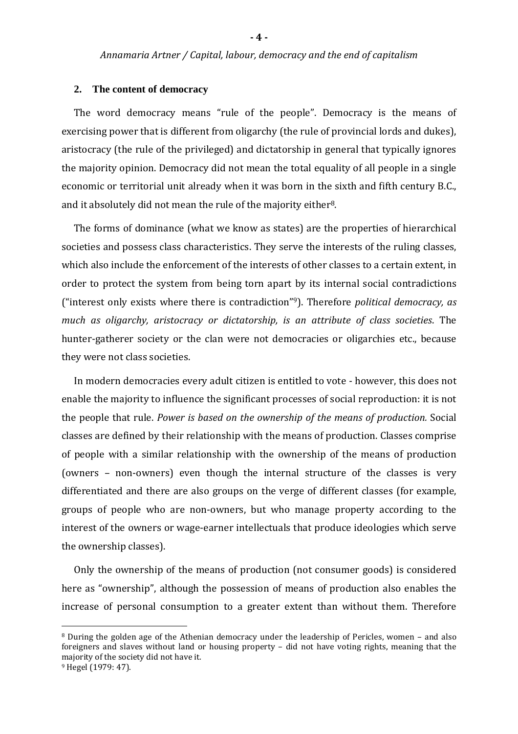## 2. The content of democracy

The word democracy means "rule of the people". Democracy is the means of exercising power that is different from oligarchy (the rule of provincial lords and dukes), aristocracy (the rule of the privileged) and dictatorship in general that typically ignores the majority opinion. Democracy did not mean the total equality of all people in a single economic or territorial unit already when it was born in the sixth and fifth century B.C., and it absolutely did not mean the rule of the majority either[8].

The forms of dominance (what we know as states) are the properties of hierarchical societies and possess class characteristics. They serve the interests of the ruling classes, which also include the enforcement of the interests of other classes to a certain extent, in order to protect the system from being torn apart by its internal social contradictions ("interest only exists where there is contradiction"[9]). Therefore *political democracy, as much as oligarchy, aristocracy or dictatorship, is an attribute of class societies*. The hunter-gatherer society or the clan were not democracies or oligarchies etc., because they were not class societies.

In modern democracies every adult citizen is entitled to vote - however, this does not enable the majority to influence the significant processes of social reproduction: it is not the people that rule. *Power is based on the ownership of the means of production.* Social classes are defined by their relationship with the means of production. Classes comprise of people with a similar relationship with the ownership of the means of production (owners – non-owners) even though the internal structure of the classes is very differentiated and there are also groups on the verge of different classes (for example, groups of people who are non-owners, but who manage property according to the interest of the owners or wage-earner intellectuals that produce ideologies which serve the ownership classes).

Only the ownership of the means of production (not consumer goods) is considered here as "ownership", although the possession of means of production also enables the increase of personal consumption to a greater extent than without them. Therefore

---

[8] During the golden age of the Athenian democracy under the leadership of Pericles, women – and also foreigners and slaves without land or housing property – did not have voting rights, meaning that the majority of the society did not have it.

[9] Hegel (1979: 47).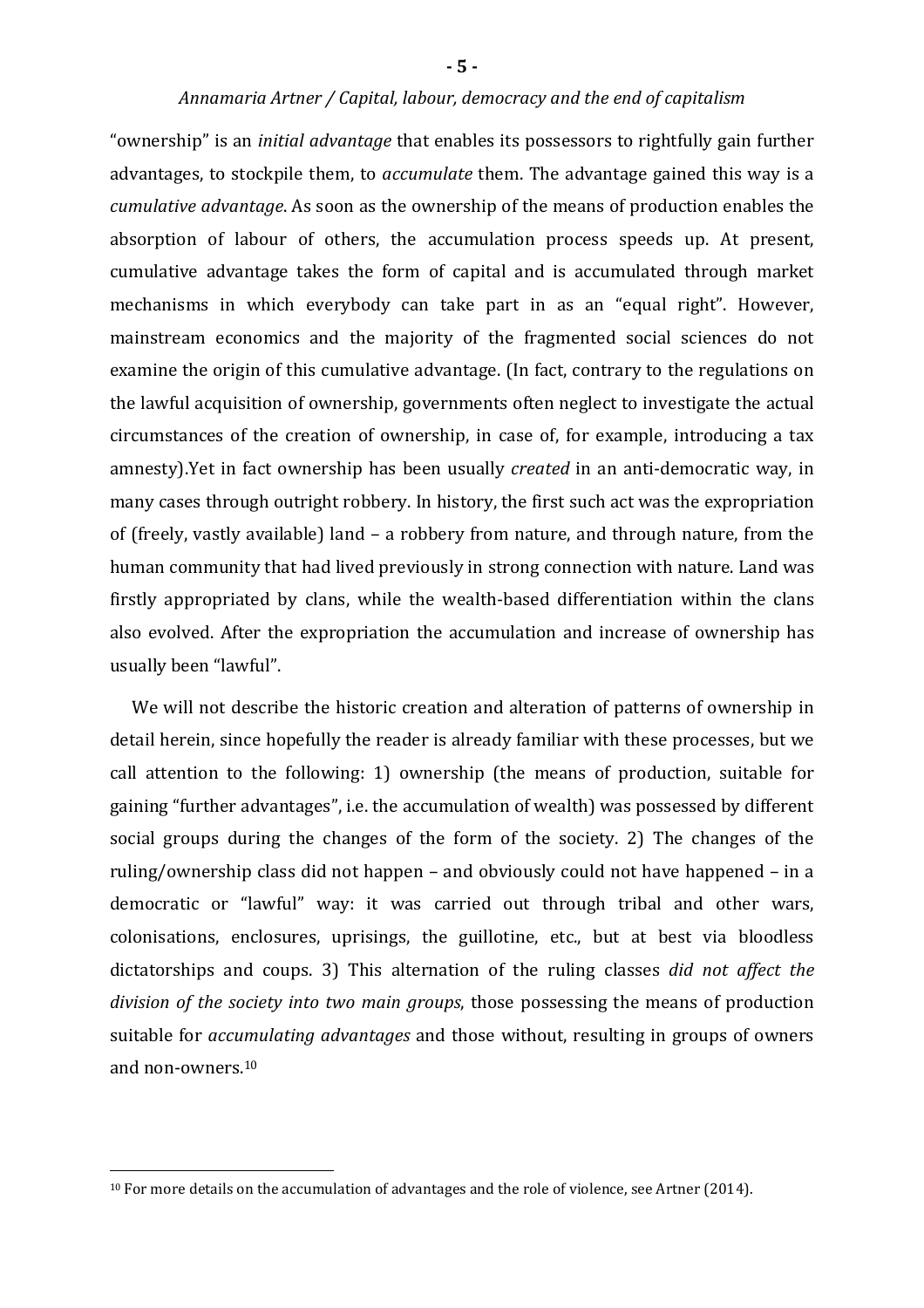“ownership” is an *initial advantage* that enables its possessors to rightfully gain further advantages, to stockpile them, to *accumulate* them. The advantage gained this way is a *cumulative advantage*. As soon as the ownership of the means of production enables the absorption of labour of others, the accumulation process speeds up. At present, cumulative advantage takes the form of capital and is accumulated through market mechanisms in which everybody can take part in as an “equal right”. However, mainstream economics and the majority of the fragmented social sciences do not examine the origin of this cumulative advantage. (In fact, contrary to the regulations on the lawful acquisition of ownership, governments often neglect to investigate the actual circumstances of the creation of ownership, in case of, for example, introducing a tax amnesty).Yet in fact ownership has been usually *created* in an anti-democratic way, in many cases through outright robbery. In history, the first such act was the expropriation of (freely, vastly available) land – a robbery from nature, and through nature, from the human community that had lived previously in strong connection with nature. Land was firstly appropriated by clans, while the wealth-based differentiation within the clans also evolved. After the expropriation the accumulation and increase of ownership has usually been “lawful”.

We will not describe the historic creation and alteration of patterns of ownership in detail herein, since hopefully the reader is already familiar with these processes, but we call attention to the following: 1) ownership (the means of production, suitable for gaining “further advantages”, i.e. the accumulation of wealth) was possessed by different social groups during the changes of the form of the society. 2) The changes of the ruling/ownership class did not happen – and obviously could not have happened – in a democratic or “lawful” way: it was carried out through tribal and other wars, colonisations, enclosures, uprisings, the guillotine, etc., but at best via bloodless dictatorships and coups. 3) This alternation of the ruling classes *did not affect the division of the society into two main groups*, those possessing the means of production suitable for *accumulating advantages* and those without, resulting in groups of owners and non-owners.[10]

[10] For more details on the accumulation of advantages and the role of violence, see Artner (2014).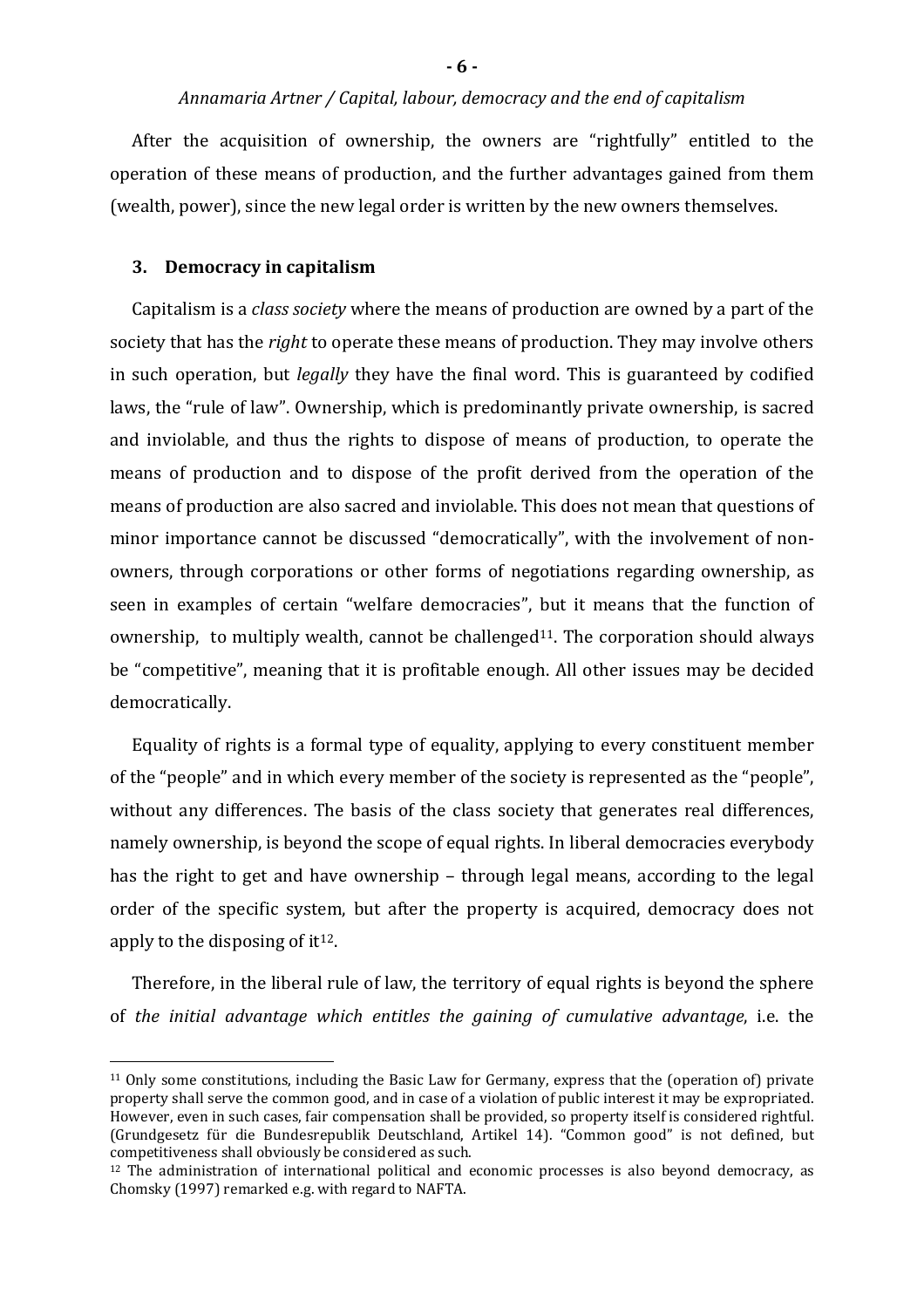After the acquisition of ownership, the owners are "rightfully" entitled to the operation of these means of production, and the further advantages gained from them (wealth, power), since the new legal order is written by the new owners themselves.

## 3. Democracy in capitalism

Capitalism is a *class society* where the means of production are owned by a part of the society that has the *right* to operate these means of production. They may involve others in such operation, but *legally* they have the final word. This is guaranteed by codified laws, the "rule of law". Ownership, which is predominantly private ownership, is sacred and inviolable, and thus the rights to dispose of means of production, to operate the means of production and to dispose of the profit derived from the operation of the means of production are also sacred and inviolable. This does not mean that questions of minor importance cannot be discussed "democratically", with the involvement of non-owners, through corporations or other forms of negotiations regarding ownership, as seen in examples of certain "welfare democracies", but it means that the function of ownership, to multiply wealth, cannot be challenged[11]. The corporation should always be "competitive", meaning that it is profitable enough. All other issues may be decided democratically.

Equality of rights is a formal type of equality, applying to every constituent member of the "people" and in which every member of the society is represented as the "people", without any differences. The basis of the class society that generates real differences, namely ownership, is beyond the scope of equal rights. In liberal democracies everybody has the right to get and have ownership – through legal means, according to the legal order of the specific system, but after the property is acquired, democracy does not apply to the disposing of it[12].

Therefore, in the liberal rule of law, the territory of equal rights is beyond the sphere of *the initial advantage which entitles the gaining of cumulative advantage*, i.e. the

---

[11] Only some constitutions, including the Basic Law for Germany, express that the (operation of) private property shall serve the common good, and in case of a violation of public interest it may be expropriated. However, even in such cases, fair compensation shall be provided, so property itself is considered rightful. (Grundgesetz für die Bundesrepublik Deutschland, Artikel 14). "Common good" is not defined, but competitiveness shall obviously be considered as such.

[12] The administration of international political and economic processes is also beyond democracy, as Chomsky (1997) remarked e.g. with regard to NAFTA.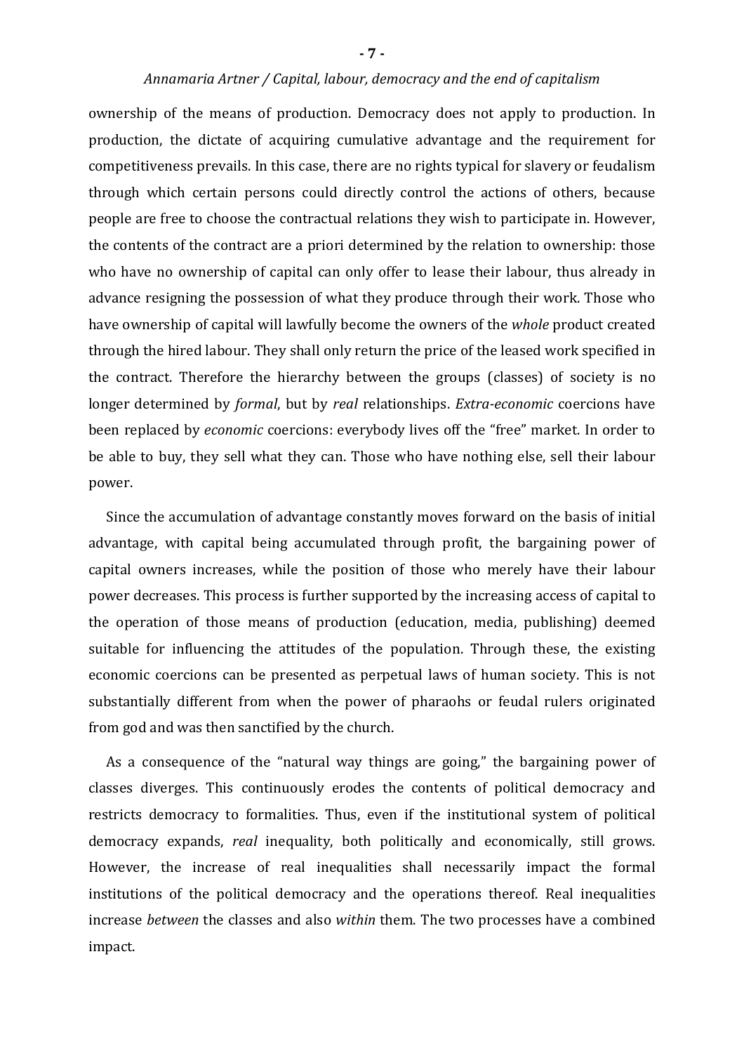ownership of the means of production. Democracy does not apply to production. In production, the dictate of acquiring cumulative advantage and the requirement for competitiveness prevails. In this case, there are no rights typical for slavery or feudalism through which certain persons could directly control the actions of others, because people are free to choose the contractual relations they wish to participate in. However, the contents of the contract are a priori determined by the relation to ownership: those who have no ownership of capital can only offer to lease their labour, thus already in advance resigning the possession of what they produce through their work. Those who have ownership of capital will lawfully become the owners of the *whole* product created through the hired labour. They shall only return the price of the leased work specified in the contract. Therefore the hierarchy between the groups (classes) of society is no longer determined by *formal*, but by *real* relationships. *Extra-economic* coercions have been replaced by *economic* coercions: everybody lives off the "free" market. In order to be able to buy, they sell what they can. Those who have nothing else, sell their labour power.

Since the accumulation of advantage constantly moves forward on the basis of initial advantage, with capital being accumulated through profit, the bargaining power of capital owners increases, while the position of those who merely have their labour power decreases. This process is further supported by the increasing access of capital to the operation of those means of production (education, media, publishing) deemed suitable for influencing the attitudes of the population. Through these, the existing economic coercions can be presented as perpetual laws of human society. This is not substantially different from when the power of pharaohs or feudal rulers originated from god and was then sanctified by the church.

As a consequence of the "natural way things are going," the bargaining power of classes diverges. This continuously erodes the contents of political democracy and restricts democracy to formalities. Thus, even if the institutional system of political democracy expands, *real* inequality, both politically and economically, still grows. However, the increase of real inequalities shall necessarily impact the formal institutions of the political democracy and the operations thereof. Real inequalities increase *between* the classes and also *within* them. The two processes have a combined impact.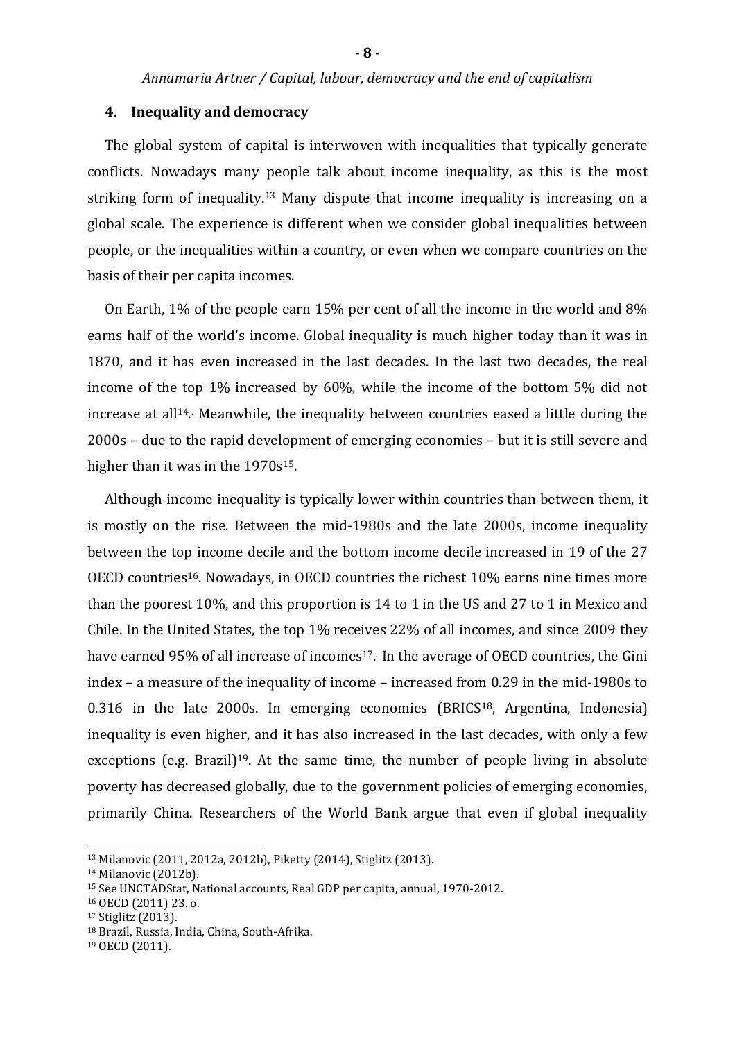## 4. Inequality and democracy

The global system of capital is interwoven with inequalities that typically generate conflicts. Nowadays many people talk about income inequality, as this is the most striking form of inequality.[13] Many dispute that income inequality is increasing on a global scale. The experience is different when we consider global inequalities between people, or the inequalities within a country, or even when we compare countries on the basis of their per capita incomes.

On Earth, 1% of the people earn 15% per cent of all the income in the world and 8% earns half of the world's income. Global inequality is much higher today than it was in 1870, and it has even increased in the last decades. In the last two decades, the real income of the top 1% increased by 60%, while the income of the bottom 5% did not increase at all[14]. Meanwhile, the inequality between countries eased a little during the 2000s – due to the rapid development of emerging economies – but it is still severe and higher than it was in the 1970s[15].

Although income inequality is typically lower within countries than between them, it is mostly on the rise. Between the mid-1980s and the late 2000s, income inequality between the top income decile and the bottom income decile increased in 19 of the 27 OECD countries[16]. Nowadays, in OECD countries the richest 10% earns nine times more than the poorest 10%, and this proportion is 14 to 1 in the US and 27 to 1 in Mexico and Chile. In the United States, the top 1% receives 22% of all incomes, and since 2009 they have earned 95% of all increase of incomes[17]. In the average of OECD countries, the Gini index – a measure of the inequality of income – increased from 0.29 in the mid-1980s to 0.316 in the late 2000s. In emerging economies (BRICS[18], Argentina, Indonesia) inequality is even higher, and it has also increased in the last decades, with only a few exceptions (e.g. Brazil)[19]. At the same time, the number of people living in absolute poverty has decreased globally, due to the government policies of emerging economies, primarily China. Researchers of the World Bank argue that even if global inequality

---

[13] Milanovic (2011, 2012a, 2012b), Piketty (2014), Stiglitz (2013).

[14] Milanovic (2012b).

[15] See UNCTADStat, National accounts, Real GDP per capita, annual, 1970-2012.

[16] OECD (2011) 23. o.

[17] Stiglitz (2013).

[18] Brazil, Russia, India, China, South-Afrika.

[19] OECD (2011).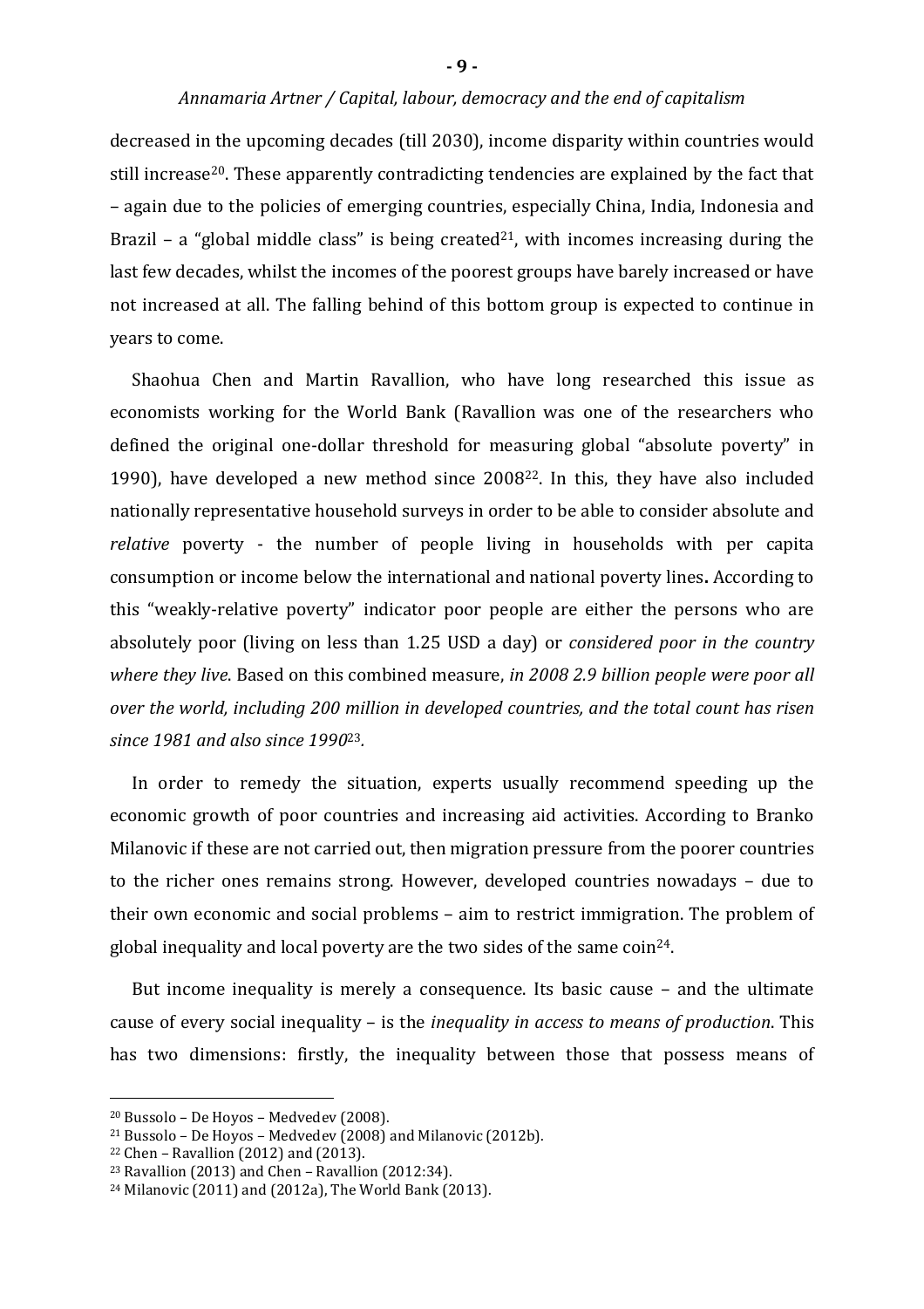decreased in the upcoming decades (till 2030), income disparity within countries would still increase[20]. These apparently contradicting tendencies are explained by the fact that – again due to the policies of emerging countries, especially China, India, Indonesia and Brazil – a "global middle class" is being created[21], with incomes increasing during the last few decades, whilst the incomes of the poorest groups have barely increased or have not increased at all. The falling behind of this bottom group is expected to continue in years to come.

Shaohua Chen and Martin Ravallion, who have long researched this issue as economists working for the World Bank (Ravallion was one of the researchers who defined the original one-dollar threshold for measuring global "absolute poverty" in 1990), have developed a new method since 2008[22]. In this, they have also included nationally representative household surveys in order to be able to consider absolute and *relative* poverty - the number of people living in households with per capita consumption or income below the international and national poverty lines**.** According to this "weakly-relative poverty" indicator poor people are either the persons who are absolutely poor (living on less than 1.25 USD a day) or *considered poor in the country where they live*. Based on this combined measure, *in 2008 2.9 billion people were poor all over the world, including 200 million in developed countries, and the total count has risen since 1981 and also since 1990*[23].

In order to remedy the situation, experts usually recommend speeding up the economic growth of poor countries and increasing aid activities. According to Branko Milanovic if these are not carried out, then migration pressure from the poorer countries to the richer ones remains strong. However, developed countries nowadays – due to their own economic and social problems – aim to restrict immigration. The problem of global inequality and local poverty are the two sides of the same coin[24].

But income inequality is merely a consequence. Its basic cause – and the ultimate cause of every social inequality – is the *inequality in access to means of production*. This has two dimensions: firstly, the inequality between those that possess means of

---

[20] Bussolo – De Hoyos – Medvedev (2008).

[21] Bussolo – De Hoyos – Medvedev (2008) and Milanovic (2012b).

[22] Chen – Ravallion (2012) and (2013).

[23] Ravallion (2013) and Chen – Ravallion (2012:34).

[24] Milanovic (2011) and (2012a), The World Bank (2013).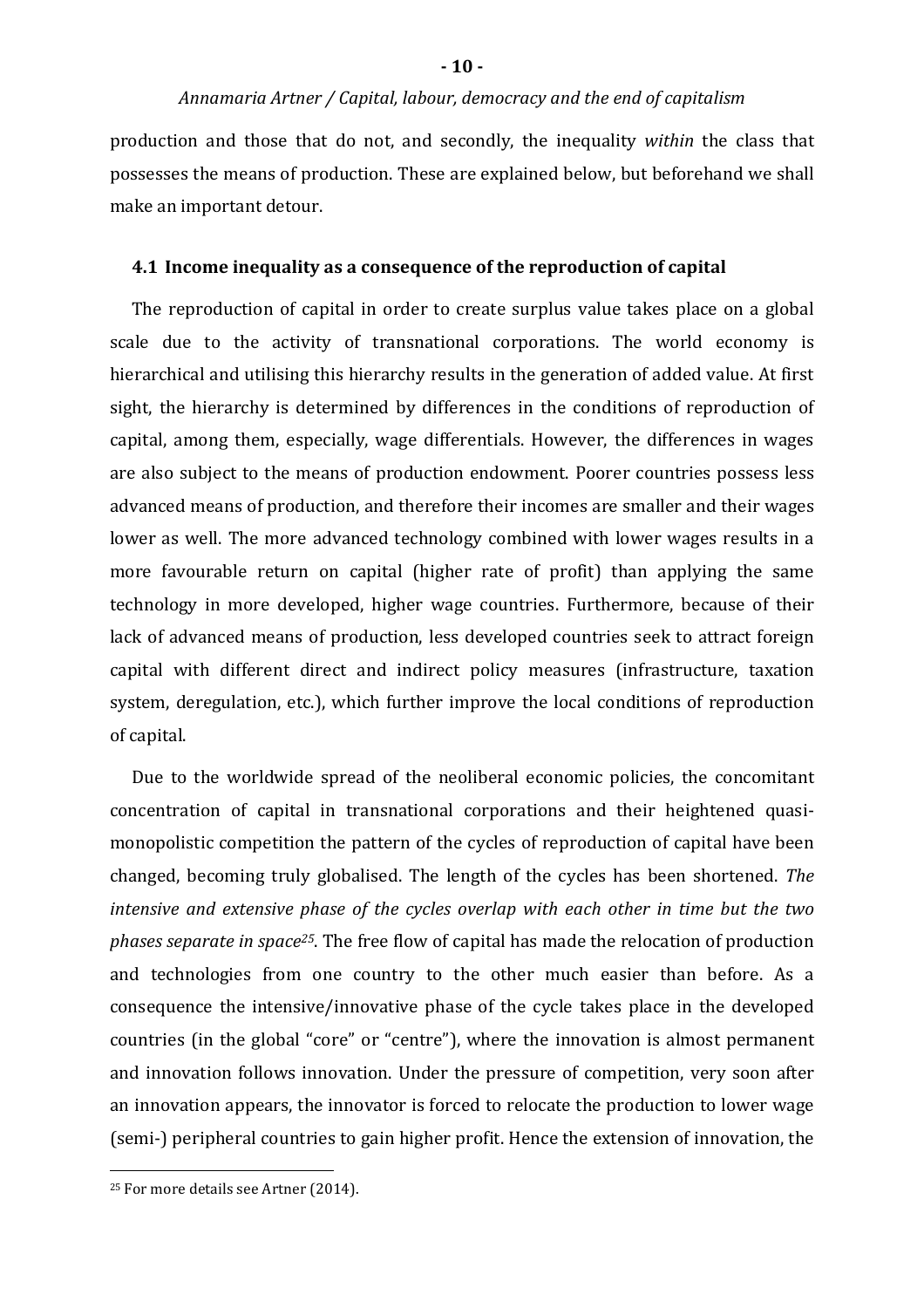production and those that do not, and secondly, the inequality *within* the class that possesses the means of production. These are explained below, but beforehand we shall make an important detour.

### 4.1 Income inequality as a consequence of the reproduction of capital

The reproduction of capital in order to create surplus value takes place on a global scale due to the activity of transnational corporations. The world economy is hierarchical and utilising this hierarchy results in the generation of added value. At first sight, the hierarchy is determined by differences in the conditions of reproduction of capital, among them, especially, wage differentials. However, the differences in wages are also subject to the means of production endowment. Poorer countries possess less advanced means of production, and therefore their incomes are smaller and their wages lower as well. The more advanced technology combined with lower wages results in a more favourable return on capital (higher rate of profit) than applying the same technology in more developed, higher wage countries. Furthermore, because of their lack of advanced means of production, less developed countries seek to attract foreign capital with different direct and indirect policy measures (infrastructure, taxation system, deregulation, etc.), which further improve the local conditions of reproduction of capital.

Due to the worldwide spread of the neoliberal economic policies, the concomitant concentration of capital in transnational corporations and their heightened quasi-monopolistic competition the pattern of the cycles of reproduction of capital have been changed, becoming truly globalised. The length of the cycles has been shortened. *The intensive and extensive phase of the cycles overlap with each other in time but the two phases separate in space*[25]. The free flow of capital has made the relocation of production and technologies from one country to the other much easier than before. As a consequence the intensive/innovative phase of the cycle takes place in the developed countries (in the global "core" or "centre"), where the innovation is almost permanent and innovation follows innovation. Under the pressure of competition, very soon after an innovation appears, the innovator is forced to relocate the production to lower wage (semi-) peripheral countries to gain higher profit. Hence the extension of innovation, the

[25] For more details see Artner (2014).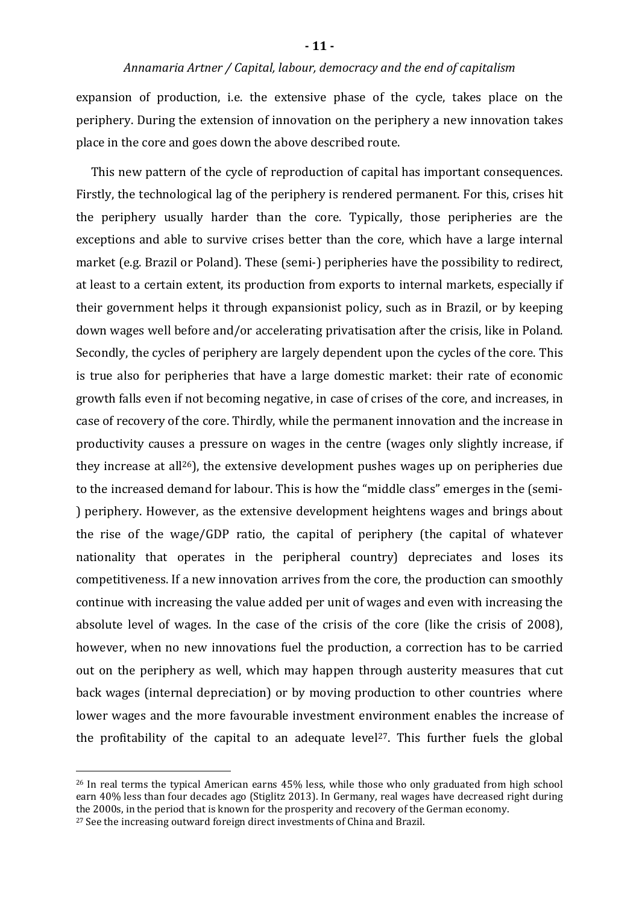expansion of production, i.e. the extensive phase of the cycle, takes place on the periphery. During the extension of innovation on the periphery a new innovation takes place in the core and goes down the above described route.

This new pattern of the cycle of reproduction of capital has important consequences. Firstly, the technological lag of the periphery is rendered permanent. For this, crises hit the periphery usually harder than the core. Typically, those peripheries are the exceptions and able to survive crises better than the core, which have a large internal market (e.g. Brazil or Poland). These (semi-) peripheries have the possibility to redirect, at least to a certain extent, its production from exports to internal markets, especially if their government helps it through expansionist policy, such as in Brazil, or by keeping down wages well before and/or accelerating privatisation after the crisis, like in Poland. Secondly, the cycles of periphery are largely dependent upon the cycles of the core. This is true also for peripheries that have a large domestic market: their rate of economic growth falls even if not becoming negative, in case of crises of the core, and increases, in case of recovery of the core. Thirdly, while the permanent innovation and the increase in productivity causes a pressure on wages in the centre (wages only slightly increase, if they increase at all[26]), the extensive development pushes wages up on peripheries due to the increased demand for labour. This is how the "middle class" emerges in the (semi-) periphery. However, as the extensive development heightens wages and brings about the rise of the wage/GDP ratio, the capital of periphery (the capital of whatever nationality that operates in the peripheral country) depreciates and loses its competitiveness. If a new innovation arrives from the core, the production can smoothly continue with increasing the value added per unit of wages and even with increasing the absolute level of wages. In the case of the crisis of the core (like the crisis of 2008), however, when no new innovations fuel the production, a correction has to be carried out on the periphery as well, which may happen through austerity measures that cut back wages (internal depreciation) or by moving production to other countries where lower wages and the more favourable investment environment enables the increase of the profitability of the capital to an adequate level[27]. This further fuels the global

[26] In real terms the typical American earns 45% less, while those who only graduated from high school earn 40% less than four decades ago (Stiglitz 2013). In Germany, real wages have decreased right during the 2000s, in the period that is known for the prosperity and recovery of the German economy.

[27] See the increasing outward foreign direct investments of China and Brazil.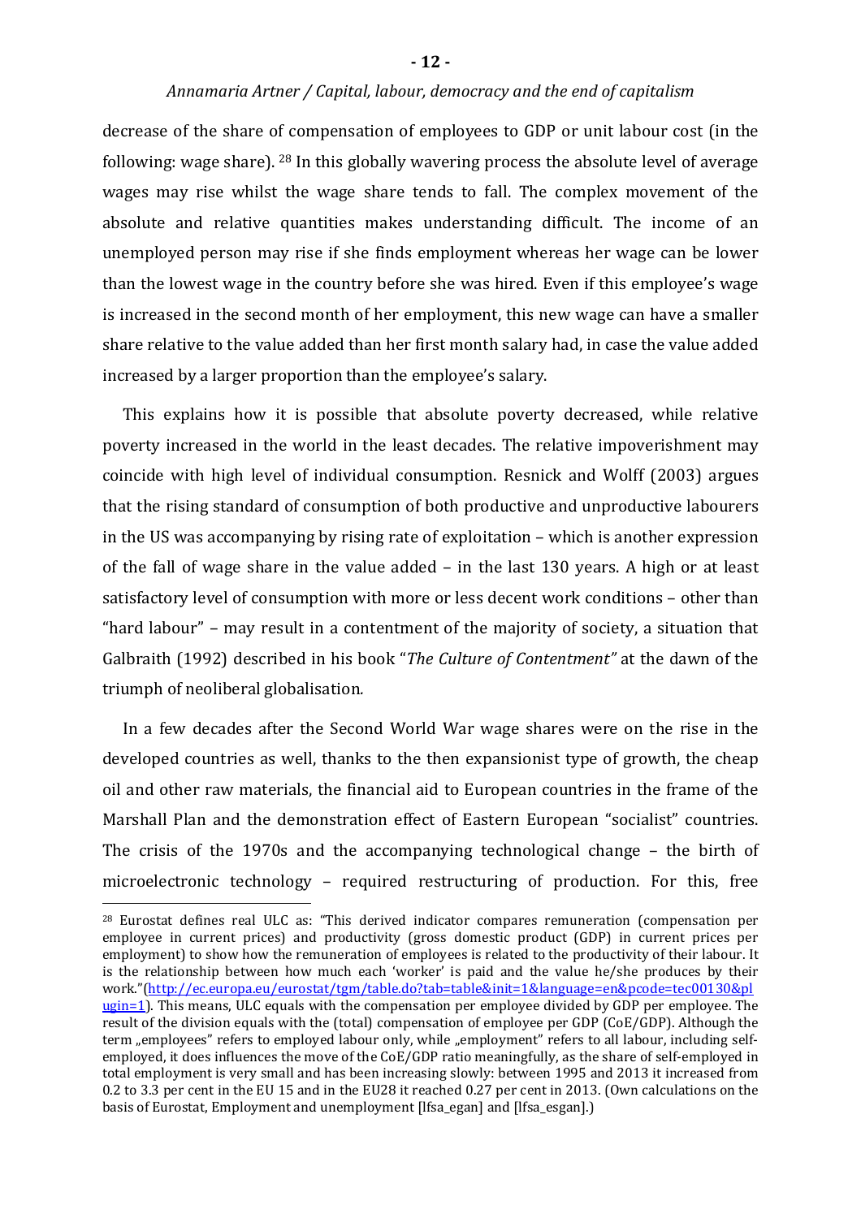decrease of the share of compensation of employees to GDP or unit labour cost (in the following: wage share). [28] In this globally wavering process the absolute level of average wages may rise whilst the wage share tends to fall. The complex movement of the absolute and relative quantities makes understanding difficult. The income of an unemployed person may rise if she finds employment whereas her wage can be lower than the lowest wage in the country before she was hired. Even if this employee's wage is increased in the second month of her employment, this new wage can have a smaller share relative to the value added than her first month salary had, in case the value added increased by a larger proportion than the employee's salary.

This explains how it is possible that absolute poverty decreased, while relative poverty increased in the world in the least decades. The relative impoverishment may coincide with high level of individual consumption. Resnick and Wolff (2003) argues that the rising standard of consumption of both productive and unproductive labourers in the US was accompanying by rising rate of exploitation – which is another expression of the fall of wage share in the value added – in the last 130 years. A high or at least satisfactory level of consumption with more or less decent work conditions – other than "hard labour" – may result in a contentment of the majority of society, a situation that Galbraith (1992) described in his book "*The Culture of Contentment"* at the dawn of the triumph of neoliberal globalisation*.*

In a few decades after the Second World War wage shares were on the rise in the developed countries as well, thanks to the then expansionist type of growth, the cheap oil and other raw materials, the financial aid to European countries in the frame of the Marshall Plan and the demonstration effect of Eastern European "socialist" countries. The crisis of the 1970s and the accompanying technological change – the birth of microelectronic technology – required restructuring of production. For this, free

---

[28] Eurostat defines real ULC as: "This derived indicator compares remuneration (compensation per employee in current prices) and productivity (gross domestic product (GDP) in current prices per employment) to show how the remuneration of employees is related to the productivity of their labour. It is the relationship between how much each 'worker' is paid and the value he/she produces by their work."(http://ec.europa.eu/eurostat/tgm/table.do?tab=table&init=1&language=en&pcode=tec00130&plugin=1). This means, ULC equals with the compensation per employee divided by GDP per employee. The result of the division equals with the (total) compensation of employee per GDP (CoE/GDP). Although the term „employees" refers to employed labour only, while „employment" refers to all labour, including self-employed, it does influences the move of the CoE/GDP ratio meaningfully, as the share of self-employed in total employment is very small and has been increasing slowly: between 1995 and 2013 it increased from 0.2 to 3.3 per cent in the EU 15 and in the EU28 it reached 0.27 per cent in 2013. (Own calculations on the basis of Eurostat, Employment and unemployment [lfsa_egan] and [lfsa_esgan].)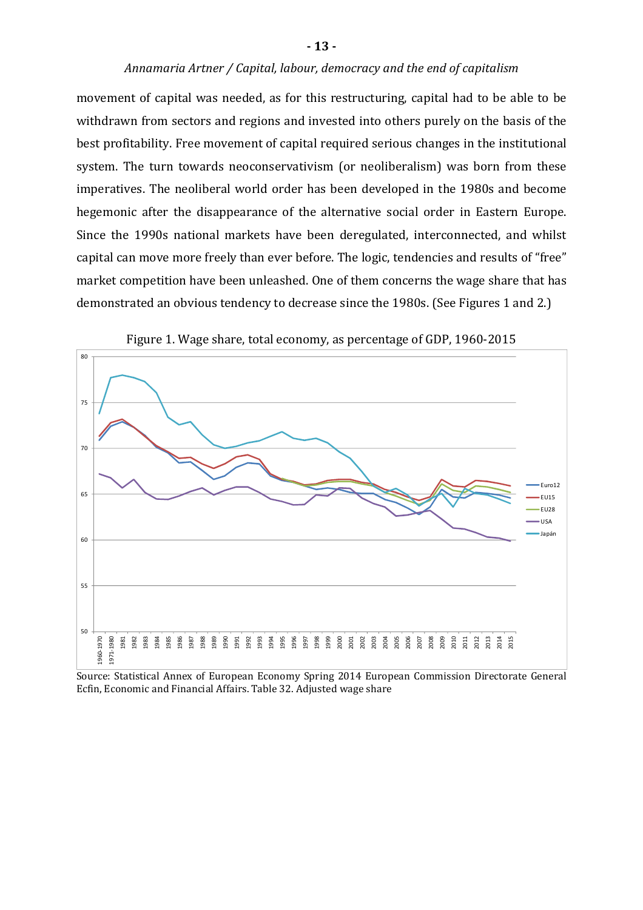movement of capital was needed, as for this restructuring, capital had to be able to be withdrawn from sectors and regions and invested into others purely on the basis of the best profitability. Free movement of capital required serious changes in the institutional system. The turn towards neoconservativism (or neoliberalism) was born from these imperatives. The neoliberal world order has been developed in the 1980s and become hegemonic after the disappearance of the alternative social order in Eastern Europe. Since the 1990s national markets have been deregulated, interconnected, and whilst capital can move more freely than ever before. The logic, tendencies and results of "free" market competition have been unleashed. One of them concerns the wage share that has demonstrated an obvious tendency to decrease since the 1980s. (See Figures 1 and 2.)

Figure 1. Wage share, total economy, as percentage of GDP, 1960-2015

Source: Statistical Annex of European Economy Spring 2014 European Commission Directorate General Ecfin, Economic and Financial Affairs. Table 32. Adjusted wage share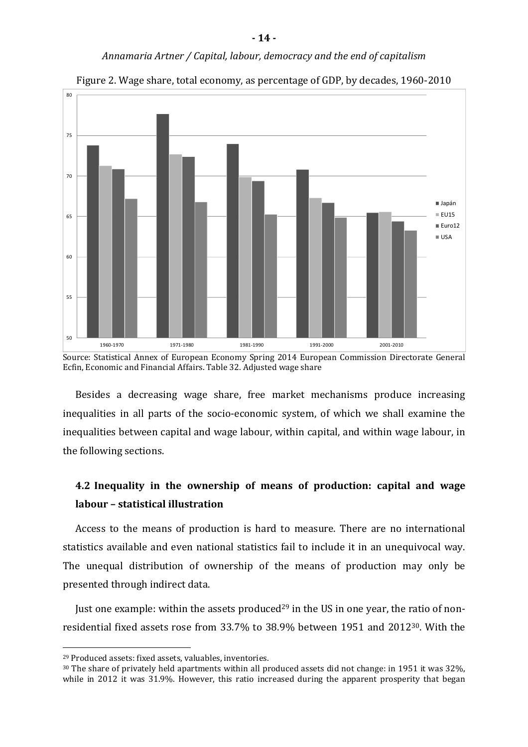Figure 2. Wage share, total economy, as percentage of GDP, by decades, 1960-2010

Source: Statistical Annex of European Economy Spring 2014 European Commission Directorate General Ecfin, Economic and Financial Affairs. Table 32. Adjusted wage share

Besides a decreasing wage share, free market mechanisms produce increasing inequalities in all parts of the socio-economic system, of which we shall examine the inequalities between capital and wage labour, within capital, and within wage labour, in the following sections.

## 4.2 Inequality in the ownership of means of production: capital and wage labour – statistical illustration

Access to the means of production is hard to measure. There are no international statistics available and even national statistics fail to include it in an unequivocal way. The unequal distribution of ownership of the means of production may only be presented through indirect data.

Just one example: within the assets produced[29] in the US in one year, the ratio of non-residential fixed assets rose from 33.7% to 38.9% between 1951 and 2012[30]. With the

[29] Produced assets: fixed assets, valuables, inventories.

[30] The share of privately held apartments within all produced assets did not change: in 1951 it was 32%, while in 2012 it was 31.9%. However, this ratio increased during the apparent prosperity that began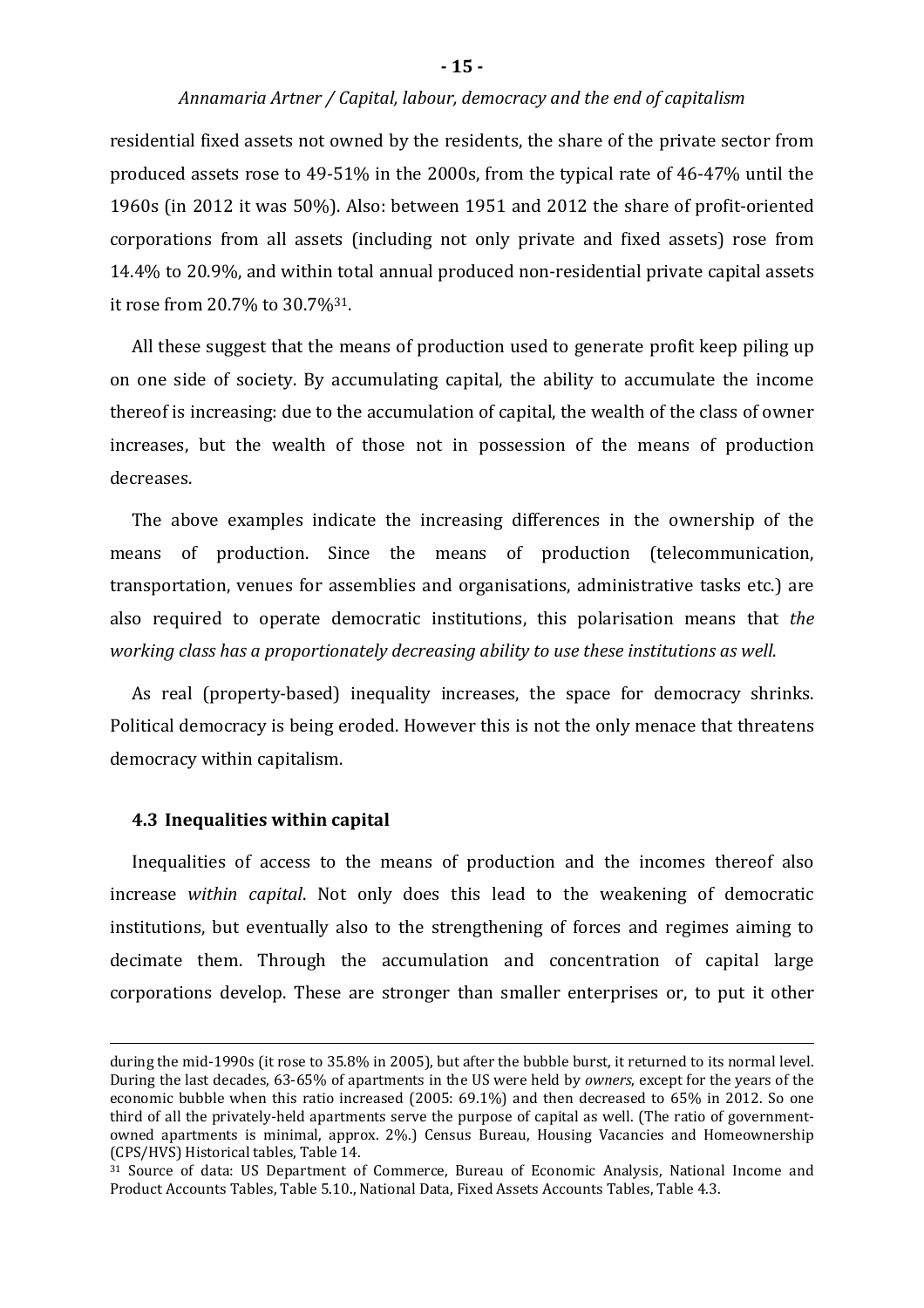residential fixed assets not owned by the residents, the share of the private sector from produced assets rose to 49-51% in the 2000s, from the typical rate of 46-47% until the 1960s (in 2012 it was 50%). Also: between 1951 and 2012 the share of profit-oriented corporations from all assets (including not only private and fixed assets) rose from 14.4% to 20.9%, and within total annual produced non-residential private capital assets it rose from 20.7% to 30.7%[31].

All these suggest that the means of production used to generate profit keep piling up on one side of society. By accumulating capital, the ability to accumulate the income thereof is increasing: due to the accumulation of capital, the wealth of the class of owner increases, but the wealth of those not in possession of the means of production decreases.

The above examples indicate the increasing differences in the ownership of the means of production. Since the means of production (telecommunication, transportation, venues for assemblies and organisations, administrative tasks etc.) are also required to operate democratic institutions, this polarisation means that *the working class has a proportionately decreasing ability to use these institutions as well*.

As real (property-based) inequality increases, the space for democracy shrinks. Political democracy is being eroded. However this is not the only menace that threatens democracy within capitalism.

### 4.3 Inequalities within capital

Inequalities of access to the means of production and the incomes thereof also increase *within capital*. Not only does this lead to the weakening of democratic institutions, but eventually also to the strengthening of forces and regimes aiming to decimate them. Through the accumulation and concentration of capital large corporations develop. These are stronger than smaller enterprises or, to put it other

---

during the mid-1990s (it rose to 35.8% in 2005), but after the bubble burst, it returned to its normal level. During the last decades, 63-65% of apartments in the US were held by *owners*, except for the years of the economic bubble when this ratio increased (2005: 69.1%) and then decreased to 65% in 2012. So one third of all the privately-held apartments serve the purpose of capital as well. (The ratio of government-owned apartments is minimal, approx. 2%.) Census Bureau, Housing Vacancies and Homeownership (CPS/HVS) Historical tables, Table 14.

[31] Source of data: US Department of Commerce, Bureau of Economic Analysis, National Income and Product Accounts Tables, Table 5.10., National Data, Fixed Assets Accounts Tables, Table 4.3.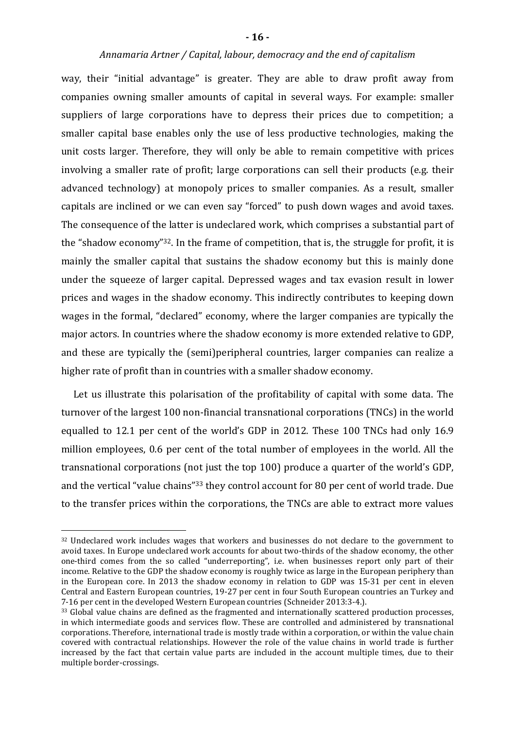way, their "initial advantage" is greater. They are able to draw profit away from companies owning smaller amounts of capital in several ways. For example: smaller suppliers of large corporations have to depress their prices due to competition; a smaller capital base enables only the use of less productive technologies, making the unit costs larger. Therefore, they will only be able to remain competitive with prices involving a smaller rate of profit; large corporations can sell their products (e.g. their advanced technology) at monopoly prices to smaller companies. As a result, smaller capitals are inclined or we can even say "forced" to push down wages and avoid taxes. The consequence of the latter is undeclared work, which comprises a substantial part of the "shadow economy"[32]. In the frame of competition, that is, the struggle for profit, it is mainly the smaller capital that sustains the shadow economy but this is mainly done under the squeeze of larger capital. Depressed wages and tax evasion result in lower prices and wages in the shadow economy. This indirectly contributes to keeping down wages in the formal, "declared" economy, where the larger companies are typically the major actors. In countries where the shadow economy is more extended relative to GDP, and these are typically the (semi)peripheral countries, larger companies can realize a higher rate of profit than in countries with a smaller shadow economy.

Let us illustrate this polarisation of the profitability of capital with some data. The turnover of the largest 100 non-financial transnational corporations (TNCs) in the world equalled to 12.1 per cent of the world's GDP in 2012. These 100 TNCs had only 16.9 million employees, 0.6 per cent of the total number of employees in the world. All the transnational corporations (not just the top 100) produce a quarter of the world's GDP, and the vertical "value chains"[33] they control account for 80 per cent of world trade. Due to the transfer prices within the corporations, the TNCs are able to extract more values

---

[32] Undeclared work includes wages that workers and businesses do not declare to the government to avoid taxes. In Europe undeclared work accounts for about two-thirds of the shadow economy, the other one-third comes from the so called "underreporting", i.e. when businesses report only part of their income. Relative to the GDP the shadow economy is roughly twice as large in the European periphery than in the European core. In 2013 the shadow economy in relation to GDP was 15-31 per cent in eleven Central and Eastern European countries, 19-27 per cent in four South European countries an Turkey and 7-16 per cent in the developed Western European countries (Schneider 2013:3-4.).

[33] Global value chains are defined as the fragmented and internationally scattered production processes, in which intermediate goods and services flow. These are controlled and administered by transnational corporations. Therefore, international trade is mostly trade within a corporation, or within the value chain covered with contractual relationships. However the role of the value chains in world trade is further increased by the fact that certain value parts are included in the account multiple times, due to their multiple border-crossings.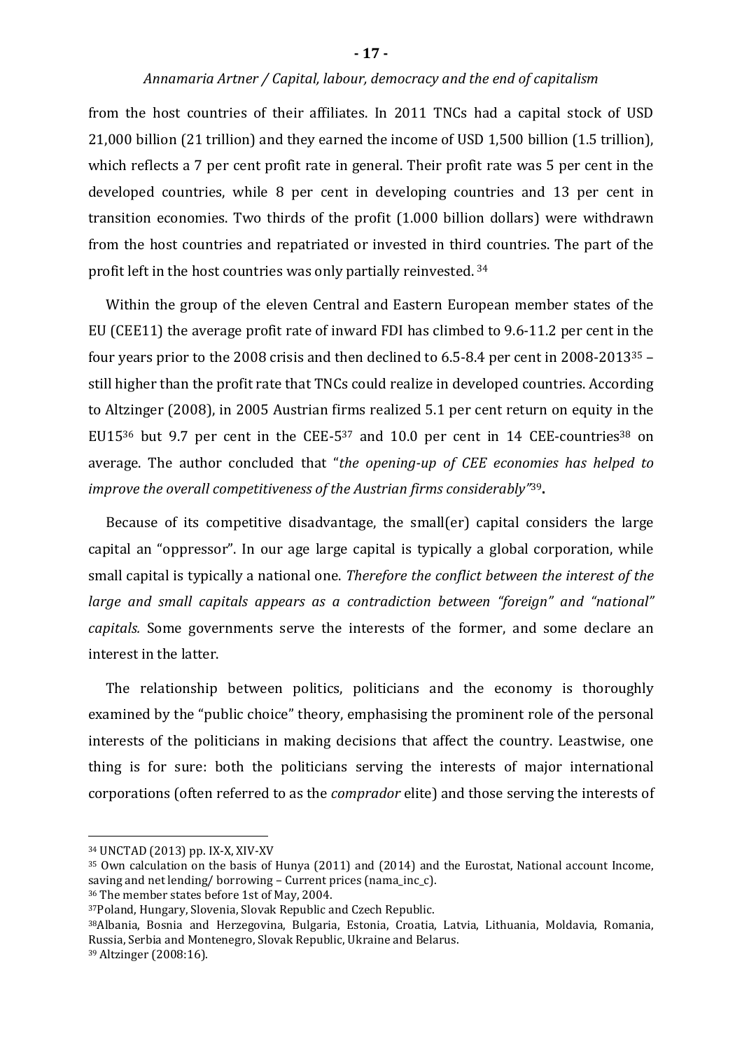from the host countries of their affiliates. In 2011 TNCs had a capital stock of USD 21,000 billion (21 trillion) and they earned the income of USD 1,500 billion (1.5 trillion), which reflects a 7 per cent profit rate in general. Their profit rate was 5 per cent in the developed countries, while 8 per cent in developing countries and 13 per cent in transition economies. Two thirds of the profit (1.000 billion dollars) were withdrawn from the host countries and repatriated or invested in third countries. The part of the profit left in the host countries was only partially reinvested. [34]

Within the group of the eleven Central and Eastern European member states of the EU (CEE11) the average profit rate of inward FDI has climbed to 9.6-11.2 per cent in the four years prior to the 2008 crisis and then declined to 6.5-8.4 per cent in 2008-2013[35] – still higher than the profit rate that TNCs could realize in developed countries. According to Altzinger (2008), in 2005 Austrian firms realized 5.1 per cent return on equity in the EU15[36] but 9.7 per cent in the CEE-5[37] and 10.0 per cent in 14 CEE-countries[38] on average. The author concluded that "*the opening-up of CEE economies has helped to improve the overall competitiveness of the Austrian firms considerably*"[39]**.**

Because of its competitive disadvantage, the small(er) capital considers the large capital an "oppressor". In our age large capital is typically a global corporation, while small capital is typically a national one. *Therefore the conflict between the interest of the large and small capitals appears as a contradiction between "foreign" and "national" capitals.* Some governments serve the interests of the former, and some declare an interest in the latter.

The relationship between politics, politicians and the economy is thoroughly examined by the "public choice" theory, emphasising the prominent role of the personal interests of the politicians in making decisions that affect the country. Leastwise, one thing is for sure: both the politicians serving the interests of major international corporations (often referred to as the *comprador* elite) and those serving the interests of

---

[34] UNCTAD (2013) pp. IX-X, XIV-XV

[35] Own calculation on the basis of Hunya (2011) and (2014) and the Eurostat, National account Income, saving and net lending/ borrowing – Current prices (nama_inc_c).

[36] The member states before 1st of May, 2004.

[37] Poland, Hungary, Slovenia, Slovak Republic and Czech Republic.

[38] Albania, Bosnia and Herzegovina, Bulgaria, Estonia, Croatia, Latvia, Lithuania, Moldavia, Romania, Russia, Serbia and Montenegro, Slovak Republic, Ukraine and Belarus.

[39] Altzinger (2008:16).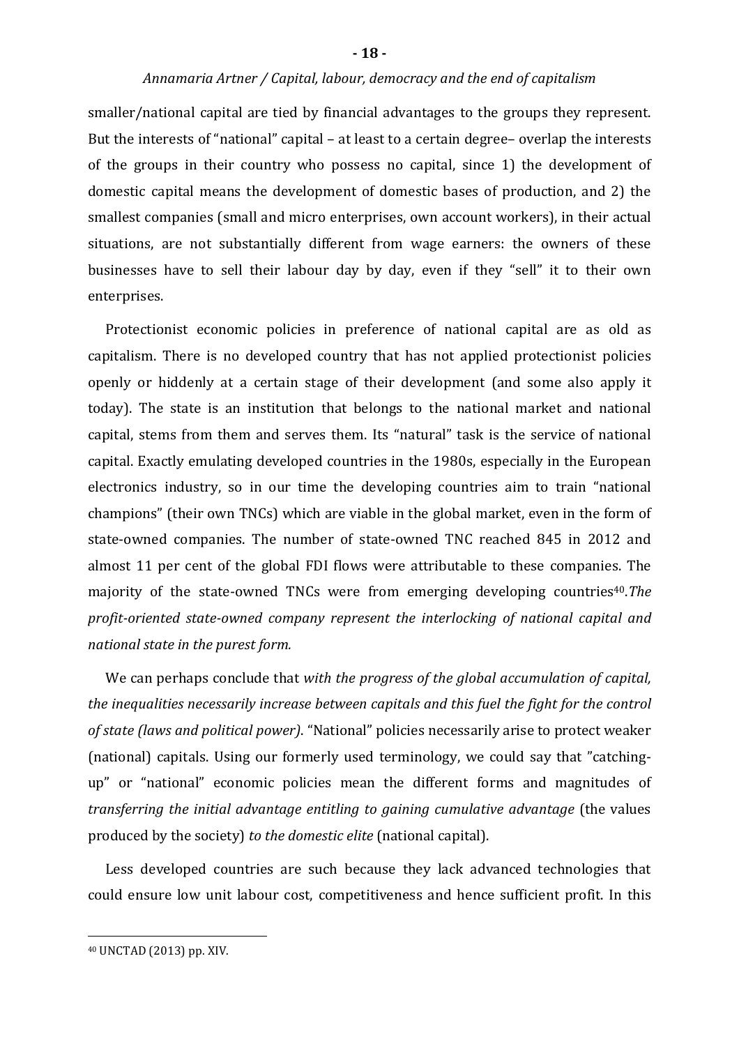smaller/national capital are tied by financial advantages to the groups they represent. But the interests of "national" capital – at least to a certain degree– overlap the interests of the groups in their country who possess no capital, since 1) the development of domestic capital means the development of domestic bases of production, and 2) the smallest companies (small and micro enterprises, own account workers), in their actual situations, are not substantially different from wage earners: the owners of these businesses have to sell their labour day by day, even if they "sell" it to their own enterprises.

Protectionist economic policies in preference of national capital are as old as capitalism. There is no developed country that has not applied protectionist policies openly or hiddenly at a certain stage of their development (and some also apply it today). The state is an institution that belongs to the national market and national capital, stems from them and serves them. Its "natural" task is the service of national capital. Exactly emulating developed countries in the 1980s, especially in the European electronics industry, so in our time the developing countries aim to train "national champions" (their own TNCs) which are viable in the global market, even in the form of state-owned companies. The number of state-owned TNC reached 845 in 2012 and almost 11 per cent of the global FDI flows were attributable to these companies. The majority of the state-owned TNCs were from emerging developing countries[40]. *The profit-oriented state-owned company represent the interlocking of national capital and national state in the purest form.*

We can perhaps conclude that *with the progress of the global accumulation of capital, the inequalities necessarily increase between capitals and this fuel the fight for the control of state (laws and political power)*. "National" policies necessarily arise to protect weaker (national) capitals. Using our formerly used terminology, we could say that "catching-up" or "national" economic policies mean the different forms and magnitudes of *transferring the initial advantage entitling to gaining cumulative advantage* (the values produced by the society) *to the domestic elite* (national capital).

Less developed countries are such because they lack advanced technologies that could ensure low unit labour cost, competitiveness and hence sufficient profit. In this

---

[40] UNCTAD (2013) pp. XIV.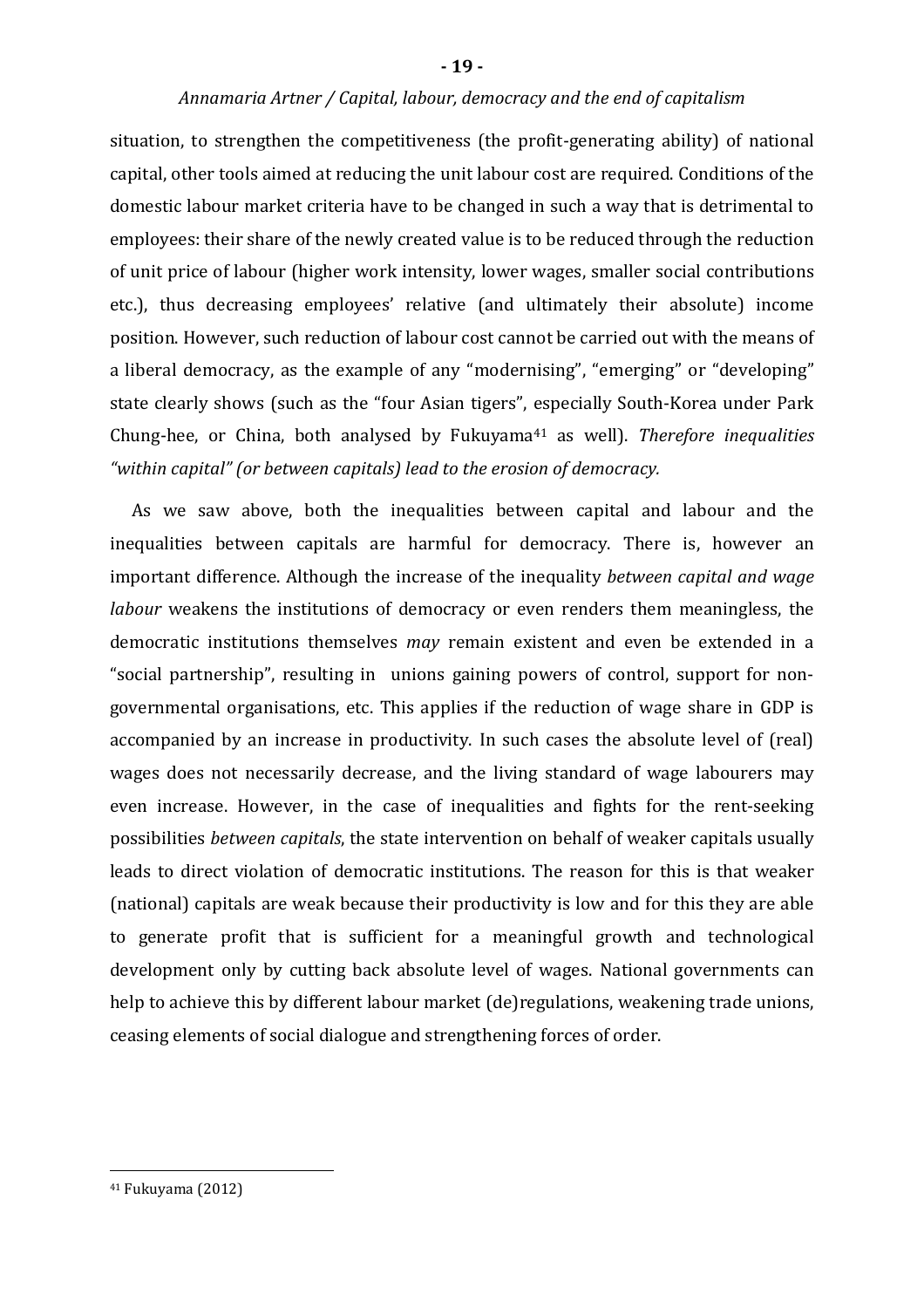situation, to strengthen the competitiveness (the profit-generating ability) of national capital, other tools aimed at reducing the unit labour cost are required. Conditions of the domestic labour market criteria have to be changed in such a way that is detrimental to employees: their share of the newly created value is to be reduced through the reduction of unit price of labour (higher work intensity, lower wages, smaller social contributions etc.), thus decreasing employees' relative (and ultimately their absolute) income position. However, such reduction of labour cost cannot be carried out with the means of a liberal democracy, as the example of any "modernising", "emerging" or "developing" state clearly shows (such as the "four Asian tigers", especially South-Korea under Park Chung-hee, or China, both analysed by Fukuyama[41] as well). *Therefore inequalities "within capital" (or between capitals) lead to the erosion of democracy.*

As we saw above, both the inequalities between capital and labour and the inequalities between capitals are harmful for democracy. There is, however an important difference. Although the increase of the inequality *between capital and wage labour* weakens the institutions of democracy or even renders them meaningless, the democratic institutions themselves *may* remain existent and even be extended in a "social partnership", resulting in unions gaining powers of control, support for non-governmental organisations, etc. This applies if the reduction of wage share in GDP is accompanied by an increase in productivity. In such cases the absolute level of (real) wages does not necessarily decrease, and the living standard of wage labourers may even increase. However, in the case of inequalities and fights for the rent-seeking possibilities *between capitals*, the state intervention on behalf of weaker capitals usually leads to direct violation of democratic institutions. The reason for this is that weaker (national) capitals are weak because their productivity is low and for this they are able to generate profit that is sufficient for a meaningful growth and technological development only by cutting back absolute level of wages. National governments can help to achieve this by different labour market (de)regulations, weakening trade unions, ceasing elements of social dialogue and strengthening forces of order.

---

[41] Fukuyama (2012)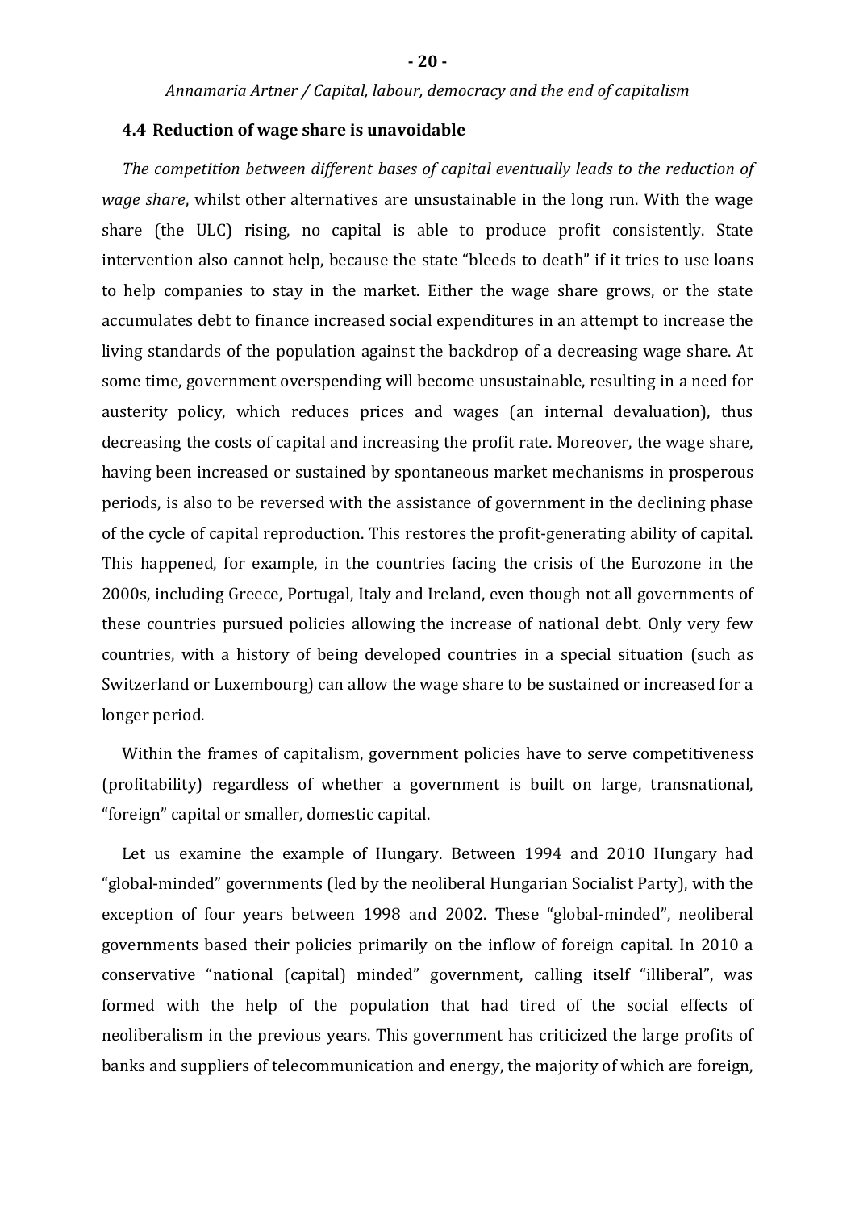### 4.4 Reduction of wage share is unavoidable

*The competition between different bases of capital eventually leads to the reduction of wage share*, whilst other alternatives are unsustainable in the long run. With the wage share (the ULC) rising, no capital is able to produce profit consistently. State intervention also cannot help, because the state "bleeds to death" if it tries to use loans to help companies to stay in the market. Either the wage share grows, or the state accumulates debt to finance increased social expenditures in an attempt to increase the living standards of the population against the backdrop of a decreasing wage share. At some time, government overspending will become unsustainable, resulting in a need for austerity policy, which reduces prices and wages (an internal devaluation), thus decreasing the costs of capital and increasing the profit rate. Moreover, the wage share, having been increased or sustained by spontaneous market mechanisms in prosperous periods, is also to be reversed with the assistance of government in the declining phase of the cycle of capital reproduction. This restores the profit-generating ability of capital. This happened, for example, in the countries facing the crisis of the Eurozone in the 2000s, including Greece, Portugal, Italy and Ireland, even though not all governments of these countries pursued policies allowing the increase of national debt. Only very few countries, with a history of being developed countries in a special situation (such as Switzerland or Luxembourg) can allow the wage share to be sustained or increased for a longer period.

Within the frames of capitalism, government policies have to serve competitiveness (profitability) regardless of whether a government is built on large, transnational, "foreign" capital or smaller, domestic capital.

Let us examine the example of Hungary. Between 1994 and 2010 Hungary had "global-minded" governments (led by the neoliberal Hungarian Socialist Party), with the exception of four years between 1998 and 2002. These "global-minded", neoliberal governments based their policies primarily on the inflow of foreign capital. In 2010 a conservative "national (capital) minded" government, calling itself "illiberal", was formed with the help of the population that had tired of the social effects of neoliberalism in the previous years. This government has criticized the large profits of banks and suppliers of telecommunication and energy, the majority of which are foreign,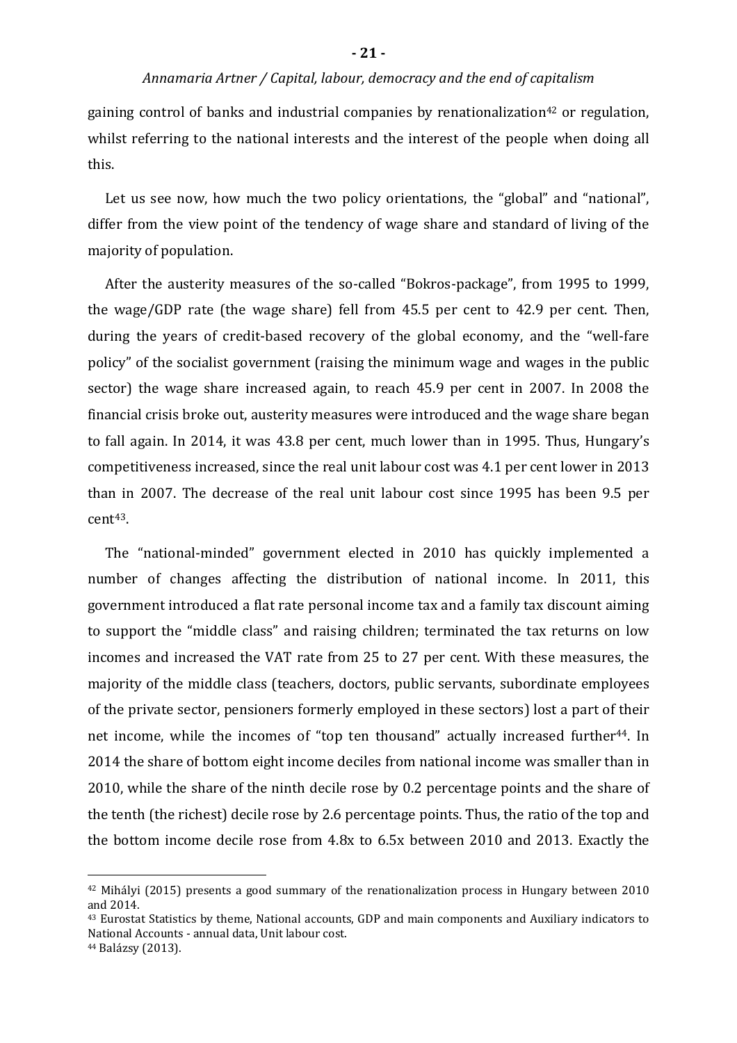gaining control of banks and industrial companies by renationalization[42] or regulation, whilst referring to the national interests and the interest of the people when doing all this.

Let us see now, how much the two policy orientations, the "global" and "national", differ from the view point of the tendency of wage share and standard of living of the majority of population.

After the austerity measures of the so-called "Bokros-package", from 1995 to 1999, the wage/GDP rate (the wage share) fell from 45.5 per cent to 42.9 per cent. Then, during the years of credit-based recovery of the global economy, and the "well-fare policy" of the socialist government (raising the minimum wage and wages in the public sector) the wage share increased again, to reach 45.9 per cent in 2007. In 2008 the financial crisis broke out, austerity measures were introduced and the wage share began to fall again. In 2014, it was 43.8 per cent, much lower than in 1995. Thus, Hungary's competitiveness increased, since the real unit labour cost was 4.1 per cent lower in 2013 than in 2007. The decrease of the real unit labour cost since 1995 has been 9.5 per cent[43].

The "national-minded" government elected in 2010 has quickly implemented a number of changes affecting the distribution of national income. In 2011, this government introduced a flat rate personal income tax and a family tax discount aiming to support the "middle class" and raising children; terminated the tax returns on low incomes and increased the VAT rate from 25 to 27 per cent. With these measures, the majority of the middle class (teachers, doctors, public servants, subordinate employees of the private sector, pensioners formerly employed in these sectors) lost a part of their net income, while the incomes of "top ten thousand" actually increased further[44]. In 2014 the share of bottom eight income deciles from national income was smaller than in 2010, while the share of the ninth decile rose by 0.2 percentage points and the share of the tenth (the richest) decile rose by 2.6 percentage points. Thus, the ratio of the top and the bottom income decile rose from 4.8x to 6.5x between 2010 and 2013. Exactly the

---

[42] Mihályi (2015) presents a good summary of the renationalization process in Hungary between 2010 and 2014.

[43] Eurostat Statistics by theme, National accounts, GDP and main components and Auxiliary indicators to National Accounts - annual data, Unit labour cost.

[44] Balázsy (2013).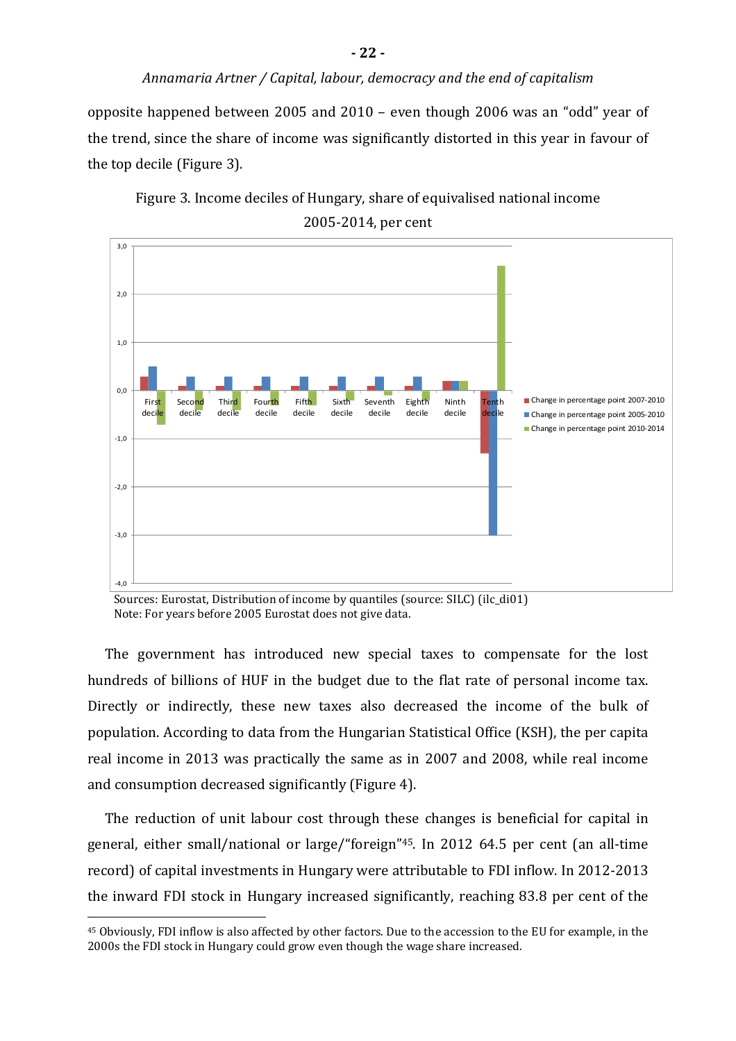opposite happened between 2005 and 2010 – even though 2006 was an "odd" year of the trend, since the share of income was significantly distorted in this year in favour of the top decile (Figure 3).

Figure 3. Income deciles of Hungary, share of equivalised national income 2005-2014, per cent

Sources: Eurostat, Distribution of income by quantiles (source: SILC) (ilc_di01)
Note: For years before 2005 Eurostat does not give data.

The government has introduced new special taxes to compensate for the lost hundreds of billions of HUF in the budget due to the flat rate of personal income tax. Directly or indirectly, these new taxes also decreased the income of the bulk of population. According to data from the Hungarian Statistical Office (KSH), the per capita real income in 2013 was practically the same as in 2007 and 2008, while real income and consumption decreased significantly (Figure 4).

The reduction of unit labour cost through these changes is beneficial for capital in general, either small/national or large/"foreign"[45]. In 2012 64.5 per cent (an all-time record) of capital investments in Hungary were attributable to FDI inflow. In 2012-2013 the inward FDI stock in Hungary increased significantly, reaching 83.8 per cent of the

[45] Obviously, FDI inflow is also affected by other factors. Due to the accession to the EU for example, in the 2000s the FDI stock in Hungary could grow even though the wage share increased.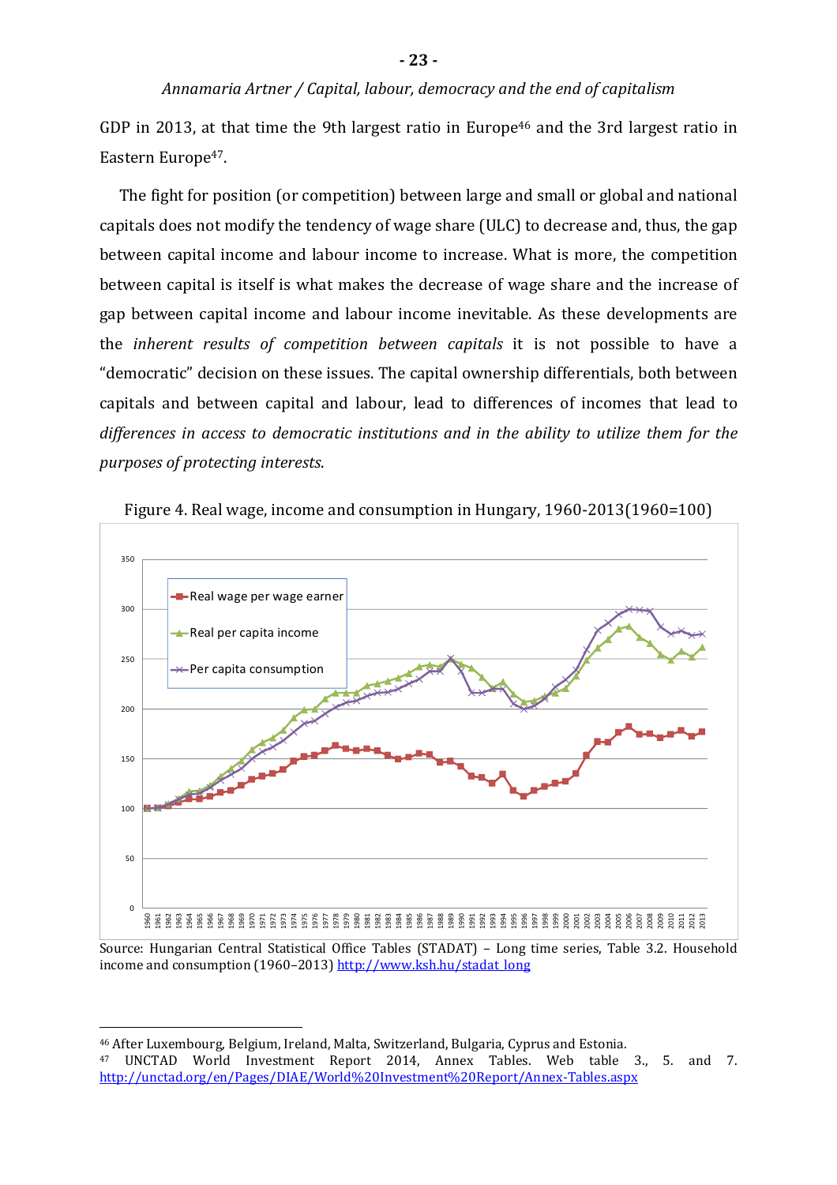GDP in 2013, at that time the 9th largest ratio in Europe[46] and the 3rd largest ratio in Eastern Europe[47].

The fight for position (or competition) between large and small or global and national capitals does not modify the tendency of wage share (ULC) to decrease and, thus, the gap between capital income and labour income to increase. What is more, the competition between capital is itself is what makes the decrease of wage share and the increase of gap between capital income and labour income inevitable. As these developments are the *inherent results of competition between capitals* it is not possible to have a "democratic" decision on these issues. The capital ownership differentials, both between capitals and between capital and labour, lead to differences of incomes that lead to *differences in access to democratic institutions and in the ability to utilize them for the purposes of protecting interests*.

Figure 4. Real wage, income and consumption in Hungary, 1960-2013(1960=100)

Source: Hungarian Central Statistical Office Tables (STADAT) – Long time series, Table 3.2. Household income and consumption (1960–2013) http://www.ksh.hu/stadat_long

---

[46] After Luxembourg, Belgium, Ireland, Malta, Switzerland, Bulgaria, Cyprus and Estonia.

[47] UNCTAD World Investment Report 2014, Annex Tables. Web table 3., 5. and 7. http://unctad.org/en/Pages/DIAE/World%20Investment%20Report/Annex-Tables.aspx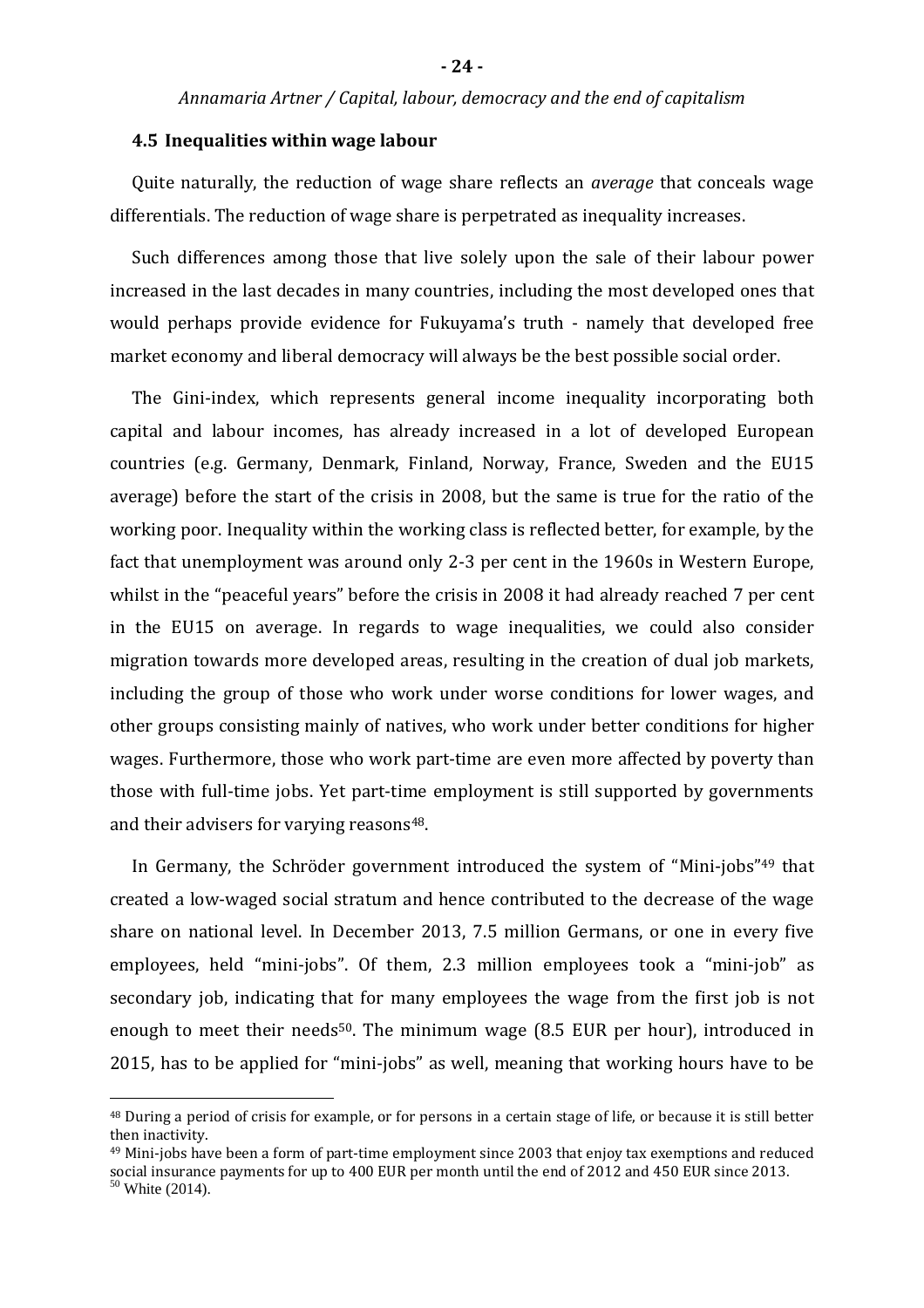### 4.5 Inequalities within wage labour

Quite naturally, the reduction of wage share reflects an *average* that conceals wage differentials. The reduction of wage share is perpetrated as inequality increases.

Such differences among those that live solely upon the sale of their labour power increased in the last decades in many countries, including the most developed ones that would perhaps provide evidence for Fukuyama's truth - namely that developed free market economy and liberal democracy will always be the best possible social order.

The Gini-index, which represents general income inequality incorporating both capital and labour incomes, has already increased in a lot of developed European countries (e.g. Germany, Denmark, Finland, Norway, France, Sweden and the EU15 average) before the start of the crisis in 2008, but the same is true for the ratio of the working poor. Inequality within the working class is reflected better, for example, by the fact that unemployment was around only 2-3 per cent in the 1960s in Western Europe, whilst in the "peaceful years" before the crisis in 2008 it had already reached 7 per cent in the EU15 on average. In regards to wage inequalities, we could also consider migration towards more developed areas, resulting in the creation of dual job markets, including the group of those who work under worse conditions for lower wages, and other groups consisting mainly of natives, who work under better conditions for higher wages. Furthermore, those who work part-time are even more affected by poverty than those with full-time jobs. Yet part-time employment is still supported by governments and their advisers for varying reasons[48].

In Germany, the Schröder government introduced the system of "Mini-jobs"[49] that created a low-waged social stratum and hence contributed to the decrease of the wage share on national level. In December 2013, 7.5 million Germans, or one in every five employees, held "mini-jobs". Of them, 2.3 million employees took a "mini-job" as secondary job, indicating that for many employees the wage from the first job is not enough to meet their needs[50]. The minimum wage (8.5 EUR per hour), introduced in 2015, has to be applied for "mini-jobs" as well, meaning that working hours have to be

---

[48] During a period of crisis for example, or for persons in a certain stage of life, or because it is still better then inactivity.

[49] Mini-jobs have been a form of part-time employment since 2003 that enjoy tax exemptions and reduced social insurance payments for up to 400 EUR per month until the end of 2012 and 450 EUR since 2013.

[50] White (2014).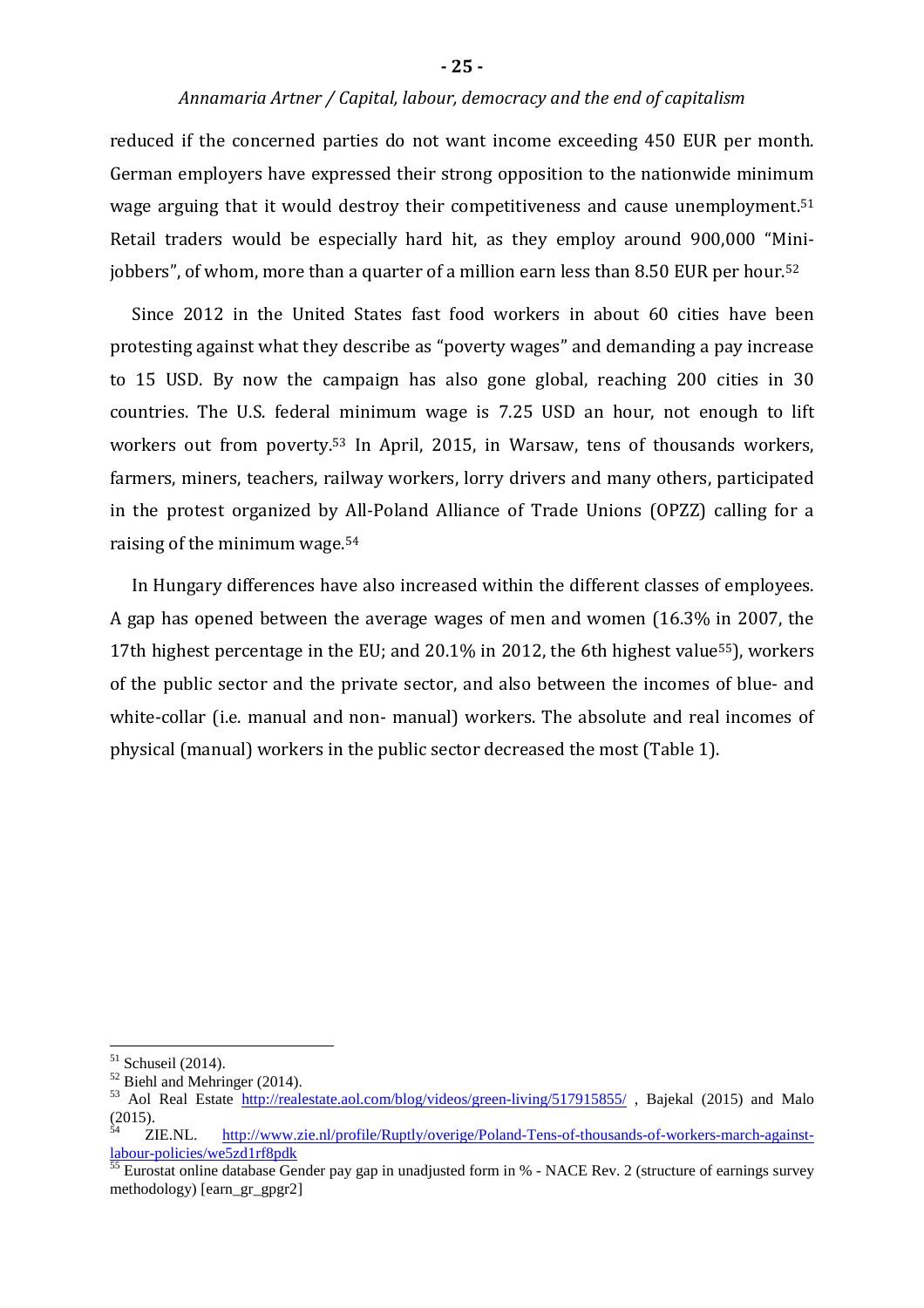reduced if the concerned parties do not want income exceeding 450 EUR per month. German employers have expressed their strong opposition to the nationwide minimum wage arguing that it would destroy their competitiveness and cause unemployment.[51] Retail traders would be especially hard hit, as they employ around 900,000 "Mini-jobbers", of whom, more than a quarter of a million earn less than 8.50 EUR per hour.[52]

Since 2012 in the United States fast food workers in about 60 cities have been protesting against what they describe as "poverty wages" and demanding a pay increase to 15 USD. By now the campaign has also gone global, reaching 200 cities in 30 countries. The U.S. federal minimum wage is 7.25 USD an hour, not enough to lift workers out from poverty.[53] In April, 2015, in Warsaw, tens of thousands workers, farmers, miners, teachers, railway workers, lorry drivers and many others, participated in the protest organized by All-Poland Alliance of Trade Unions (OPZZ) calling for a raising of the minimum wage.[54]

In Hungary differences have also increased within the different classes of employees. A gap has opened between the average wages of men and women (16.3% in 2007, the 17th highest percentage in the EU; and 20.1% in 2012, the 6th highest value[55]), workers of the public sector and the private sector, and also between the incomes of blue- and white-collar (i.e. manual and non- manual) workers. The absolute and real incomes of physical (manual) workers in the public sector decreased the most (Table 1).

---

[51] Schuseil (2014).

[52] Biehl and Mehringer (2014).

[53] Aol Real Estate http://realestate.aol.com/blog/videos/green-living/517915855/ , Bajekal (2015) and Malo (2015).

[54] ZIE.NL. http://www.zie.nl/profile/Ruptly/overige/Poland-Tens-of-thousands-of-workers-march-against-labour-policies/we5zd1rf8pdk

[55] Eurostat online database Gender pay gap in unadjusted form in % - NACE Rev. 2 (structure of earnings survey methodology) [earn_gr_gpgr2]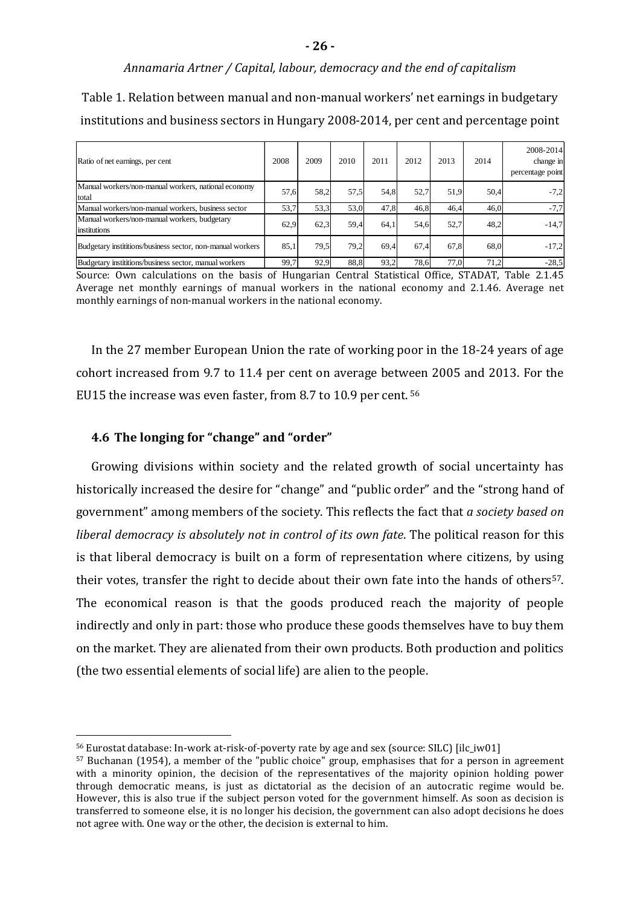Table 1. Relation between manual and non-manual workers' net earnings in budgetary institutions and business sectors in Hungary 2008-2014, per cent and percentage point

| Ratio of net earnings, per cent | 2008 | 2009 | 2010 | 2011 | 2012 | 2013 | 2014 | 2008-2014 change in percentage point |
|---|---|---|---|---|---|---|---|---|
| Manual workers/non-manual workers, national economy total | 57,6 | 58,2 | 57,5 | 54,8 | 52,7 | 51,9 | 50,4 | -7,2 |
| Manual workers/non-manual workers, business sector | 53,7 | 53,3 | 53,0 | 47,8 | 46,8 | 46,4 | 46,0 | -7,7 |
| Manual workers/non-manual workers, budgetary institutions | 62,9 | 62,3 | 59,4 | 64,1 | 54,6 | 52,7 | 48,2 | -14,7 |
| Budgetary institiitions/business sector, non-manual workers | 85,1 | 79,5 | 79,2 | 69,4 | 67,4 | 67,8 | 68,0 | -17,2 |
| Budgetary institiitions/business sector, manual workers | 99,7 | 92,9 | 88,8 | 93,2 | 78,6 | 77,0 | 71,2 | -28,5 |

Source: Own calculations on the basis of Hungarian Central Statistical Office, STADAT, Table 2.1.45 Average net monthly earnings of manual workers in the national economy and 2.1.46. Average net monthly earnings of non-manual workers in the national economy.

In the 27 member European Union the rate of working poor in the 18-24 years of age cohort increased from 9.7 to 11.4 per cent on average between 2005 and 2013. For the EU15 the increase was even faster, from 8.7 to 10.9 per cent. [56]

### 4.6 The longing for "change" and "order"

Growing divisions within society and the related growth of social uncertainty has historically increased the desire for "change" and "public order" and the "strong hand of government" among members of the society. This reflects the fact that *a society based on liberal democracy is absolutely not in control of its own fate*. The political reason for this is that liberal democracy is built on a form of representation where citizens, by using their votes, transfer the right to decide about their own fate into the hands of others[57]. The economical reason is that the goods produced reach the majority of people indirectly and only in part: those who produce these goods themselves have to buy them on the market. They are alienated from their own products. Both production and politics (the two essential elements of social life) are alien to the people.

---

[56] Eurostat database: In-work at-risk-of-poverty rate by age and sex (source: SILC) [ilc_iw01]

[57] Buchanan (1954), a member of the "public choice" group, emphasises that for a person in agreement with a minority opinion, the decision of the representatives of the majority opinion holding power through democratic means, is just as dictatorial as the decision of an autocratic regime would be. However, this is also true if the subject person voted for the government himself. As soon as decision is transferred to someone else, it is no longer his decision, the government can also adopt decisions he does not agree with. One way or the other, the decision is external to him.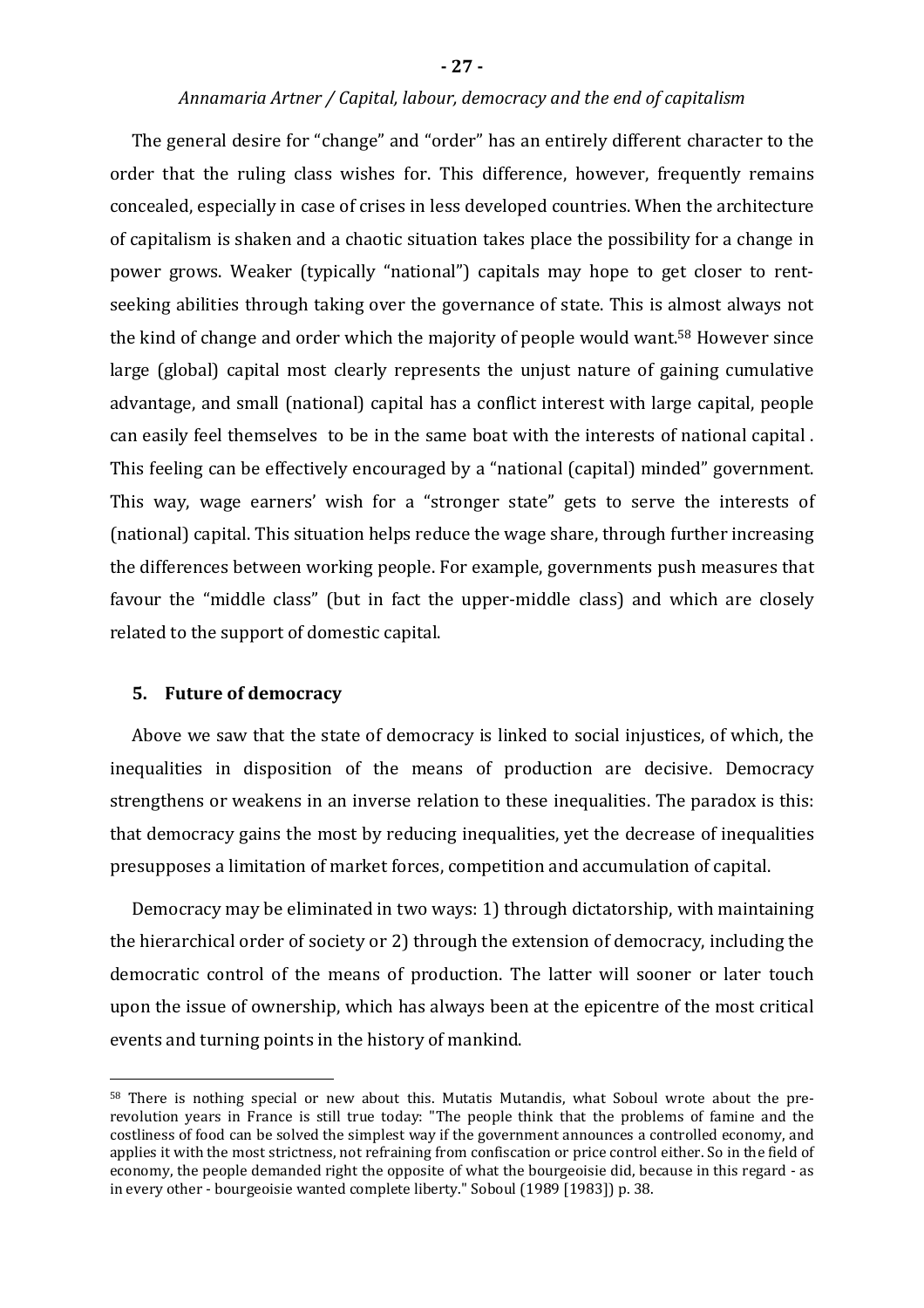The general desire for "change" and "order" has an entirely different character to the order that the ruling class wishes for. This difference, however, frequently remains concealed, especially in case of crises in less developed countries. When the architecture of capitalism is shaken and a chaotic situation takes place the possibility for a change in power grows. Weaker (typically "national") capitals may hope to get closer to rent-seeking abilities through taking over the governance of state. This is almost always not the kind of change and order which the majority of people would want.[58] However since large (global) capital most clearly represents the unjust nature of gaining cumulative advantage, and small (national) capital has a conflict interest with large capital, people can easily feel themselves to be in the same boat with the interests of national capital . This feeling can be effectively encouraged by a "national (capital) minded" government. This way, wage earners' wish for a "stronger state" gets to serve the interests of (national) capital. This situation helps reduce the wage share, through further increasing the differences between working people. For example, governments push measures that favour the "middle class" (but in fact the upper-middle class) and which are closely related to the support of domestic capital.

## 5. Future of democracy

Above we saw that the state of democracy is linked to social injustices, of which, the inequalities in disposition of the means of production are decisive. Democracy strengthens or weakens in an inverse relation to these inequalities. The paradox is this: that democracy gains the most by reducing inequalities, yet the decrease of inequalities presupposes a limitation of market forces, competition and accumulation of capital.

Democracy may be eliminated in two ways: 1) through dictatorship, with maintaining the hierarchical order of society or 2) through the extension of democracy, including the democratic control of the means of production. The latter will sooner or later touch upon the issue of ownership, which has always been at the epicentre of the most critical events and turning points in the history of mankind.

---

[58] There is nothing special or new about this. Mutatis Mutandis, what Soboul wrote about the pre-revolution years in France is still true today: "The people think that the problems of famine and the costliness of food can be solved the simplest way if the government announces a controlled economy, and applies it with the most strictness, not refraining from confiscation or price control either. So in the field of economy, the people demanded right the opposite of what the bourgeoisie did, because in this regard - as in every other - bourgeoisie wanted complete liberty." Soboul (1989 [1983]) p. 38.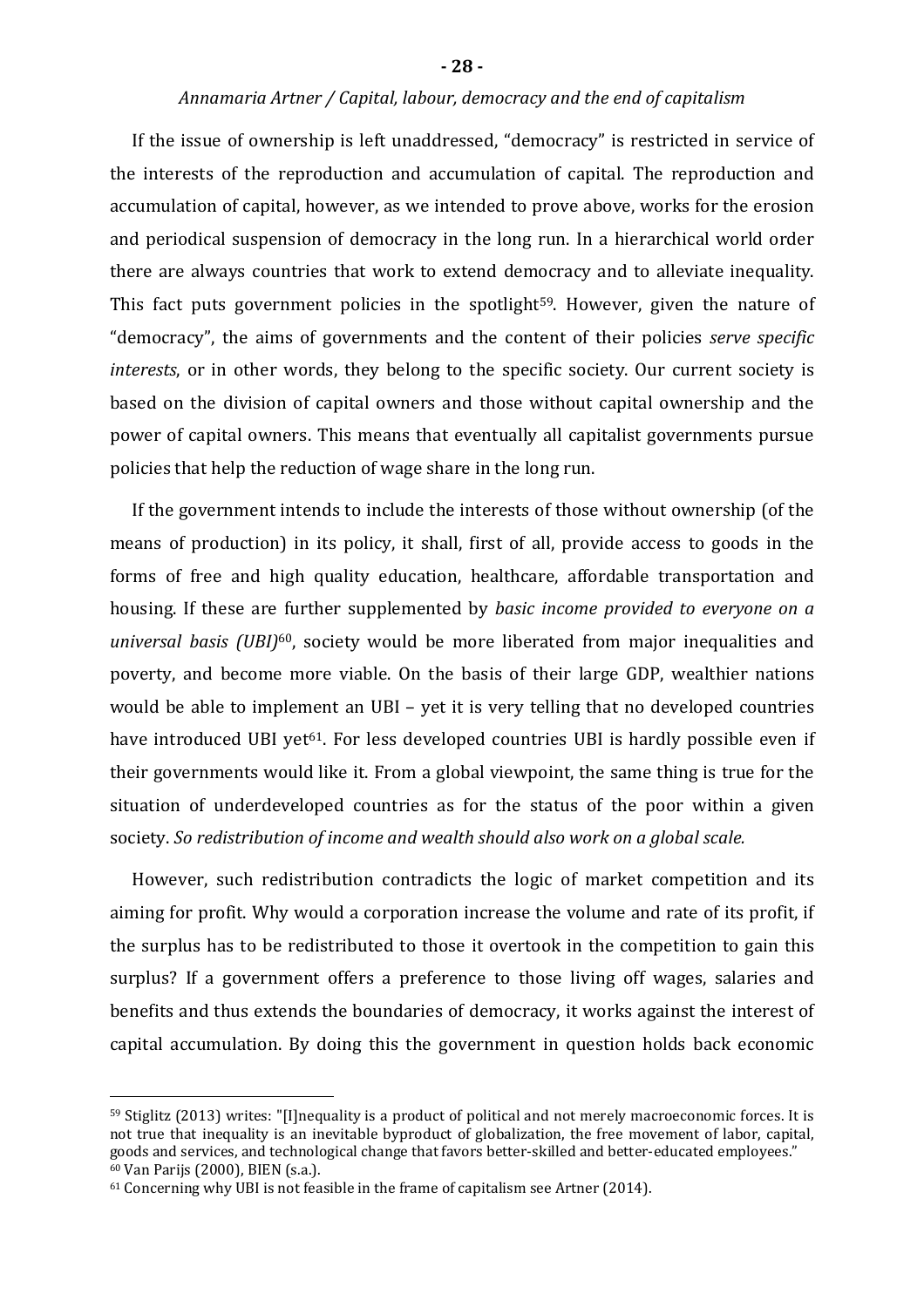If the issue of ownership is left unaddressed, “democracy” is restricted in service of the interests of the reproduction and accumulation of capital. The reproduction and accumulation of capital, however, as we intended to prove above, works for the erosion and periodical suspension of democracy in the long run. In a hierarchical world order there are always countries that work to extend democracy and to alleviate inequality. This fact puts government policies in the spotlight[59]. However, given the nature of “democracy”, the aims of governments and the content of their policies *serve specific interests*, or in other words, they belong to the specific society. Our current society is based on the division of capital owners and those without capital ownership and the power of capital owners. This means that eventually all capitalist governments pursue policies that help the reduction of wage share in the long run.

If the government intends to include the interests of those without ownership (of the means of production) in its policy, it shall, first of all, provide access to goods in the forms of free and high quality education, healthcare, affordable transportation and housing. If these are further supplemented by *basic income provided to everyone on a universal basis (UBI)*[60], society would be more liberated from major inequalities and poverty, and become more viable. On the basis of their large GDP, wealthier nations would be able to implement an UBI – yet it is very telling that no developed countries have introduced UBI yet[61]. For less developed countries UBI is hardly possible even if their governments would like it. From a global viewpoint, the same thing is true for the situation of underdeveloped countries as for the status of the poor within a given society. *So redistribution of income and wealth should also work on a global scale.*

However, such redistribution contradicts the logic of market competition and its aiming for profit. Why would a corporation increase the volume and rate of its profit, if the surplus has to be redistributed to those it overtook in the competition to gain this surplus? If a government offers a preference to those living off wages, salaries and benefits and thus extends the boundaries of democracy, it works against the interest of capital accumulation. By doing this the government in question holds back economic

---

[59] Stiglitz (2013) writes: "[I]nequality is a product of political and not merely macroeconomic forces. It is not true that inequality is an inevitable byproduct of globalization, the free movement of labor, capital, goods and services, and technological change that favors better-skilled and better-educated employees."

[60] Van Parijs (2000), BIEN (s.a.).

[61] Concerning why UBI is not feasible in the frame of capitalism see Artner (2014).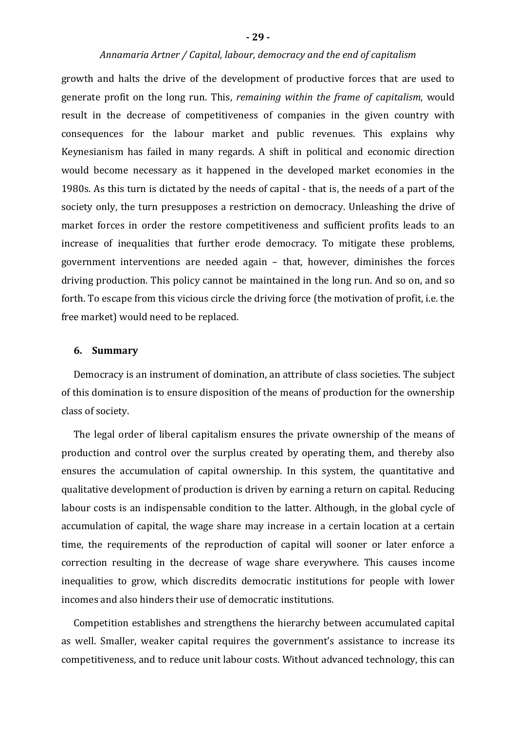growth and halts the drive of the development of productive forces that are used to generate profit on the long run. This, *remaining within the frame of capitalism*, would result in the decrease of competitiveness of companies in the given country with consequences for the labour market and public revenues. This explains why Keynesianism has failed in many regards. A shift in political and economic direction would become necessary as it happened in the developed market economies in the 1980s. As this turn is dictated by the needs of capital - that is, the needs of a part of the society only, the turn presupposes a restriction on democracy. Unleashing the drive of market forces in order the restore competitiveness and sufficient profits leads to an increase of inequalities that further erode democracy. To mitigate these problems, government interventions are needed again – that, however, diminishes the forces driving production. This policy cannot be maintained in the long run. And so on, and so forth. To escape from this vicious circle the driving force (the motivation of profit, i.e. the free market) would need to be replaced.

## 6. Summary

Democracy is an instrument of domination, an attribute of class societies. The subject of this domination is to ensure disposition of the means of production for the ownership class of society.

The legal order of liberal capitalism ensures the private ownership of the means of production and control over the surplus created by operating them, and thereby also ensures the accumulation of capital ownership. In this system, the quantitative and qualitative development of production is driven by earning a return on capital. Reducing labour costs is an indispensable condition to the latter. Although, in the global cycle of accumulation of capital, the wage share may increase in a certain location at a certain time, the requirements of the reproduction of capital will sooner or later enforce a correction resulting in the decrease of wage share everywhere. This causes income inequalities to grow, which discredits democratic institutions for people with lower incomes and also hinders their use of democratic institutions.

Competition establishes and strengthens the hierarchy between accumulated capital as well. Smaller, weaker capital requires the government's assistance to increase its competitiveness, and to reduce unit labour costs. Without advanced technology, this can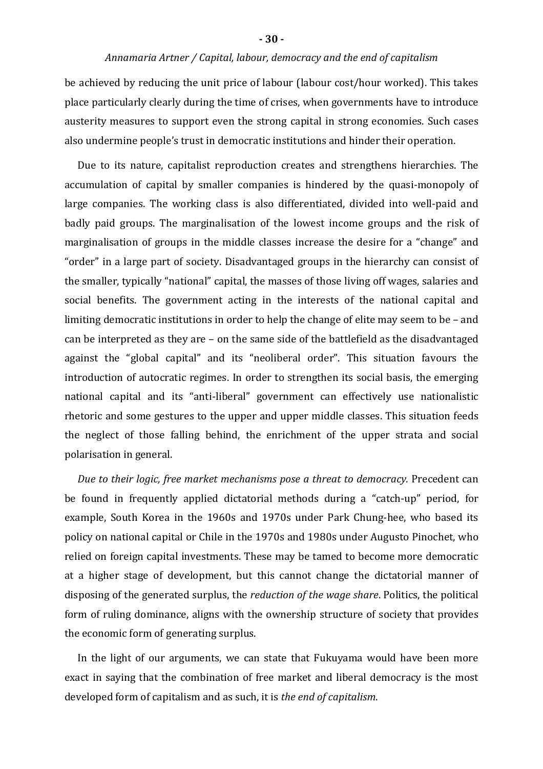be achieved by reducing the unit price of labour (labour cost/hour worked). This takes place particularly clearly during the time of crises, when governments have to introduce austerity measures to support even the strong capital in strong economies. Such cases also undermine people's trust in democratic institutions and hinder their operation.

Due to its nature, capitalist reproduction creates and strengthens hierarchies. The accumulation of capital by smaller companies is hindered by the quasi-monopoly of large companies. The working class is also differentiated, divided into well-paid and badly paid groups. The marginalisation of the lowest income groups and the risk of marginalisation of groups in the middle classes increase the desire for a "change" and "order" in a large part of society. Disadvantaged groups in the hierarchy can consist of the smaller, typically "national" capital, the masses of those living off wages, salaries and social benefits. The government acting in the interests of the national capital and limiting democratic institutions in order to help the change of elite may seem to be – and can be interpreted as they are – on the same side of the battlefield as the disadvantaged against the "global capital" and its "neoliberal order". This situation favours the introduction of autocratic regimes. In order to strengthen its social basis, the emerging national capital and its "anti-liberal" government can effectively use nationalistic rhetoric and some gestures to the upper and upper middle classes. This situation feeds the neglect of those falling behind, the enrichment of the upper strata and social polarisation in general.

*Due to their logic, free market mechanisms pose a threat to democracy.* Precedent can be found in frequently applied dictatorial methods during a "catch-up" period, for example, South Korea in the 1960s and 1970s under Park Chung-hee, who based its policy on national capital or Chile in the 1970s and 1980s under Augusto Pinochet, who relied on foreign capital investments. These may be tamed to become more democratic at a higher stage of development, but this cannot change the dictatorial manner of disposing of the generated surplus, the *reduction of the wage share*. Politics, the political form of ruling dominance, aligns with the ownership structure of society that provides the economic form of generating surplus.

In the light of our arguments, we can state that Fukuyama would have been more exact in saying that the combination of free market and liberal democracy is the most developed form of capitalism and as such, it is *the end of capitalism*.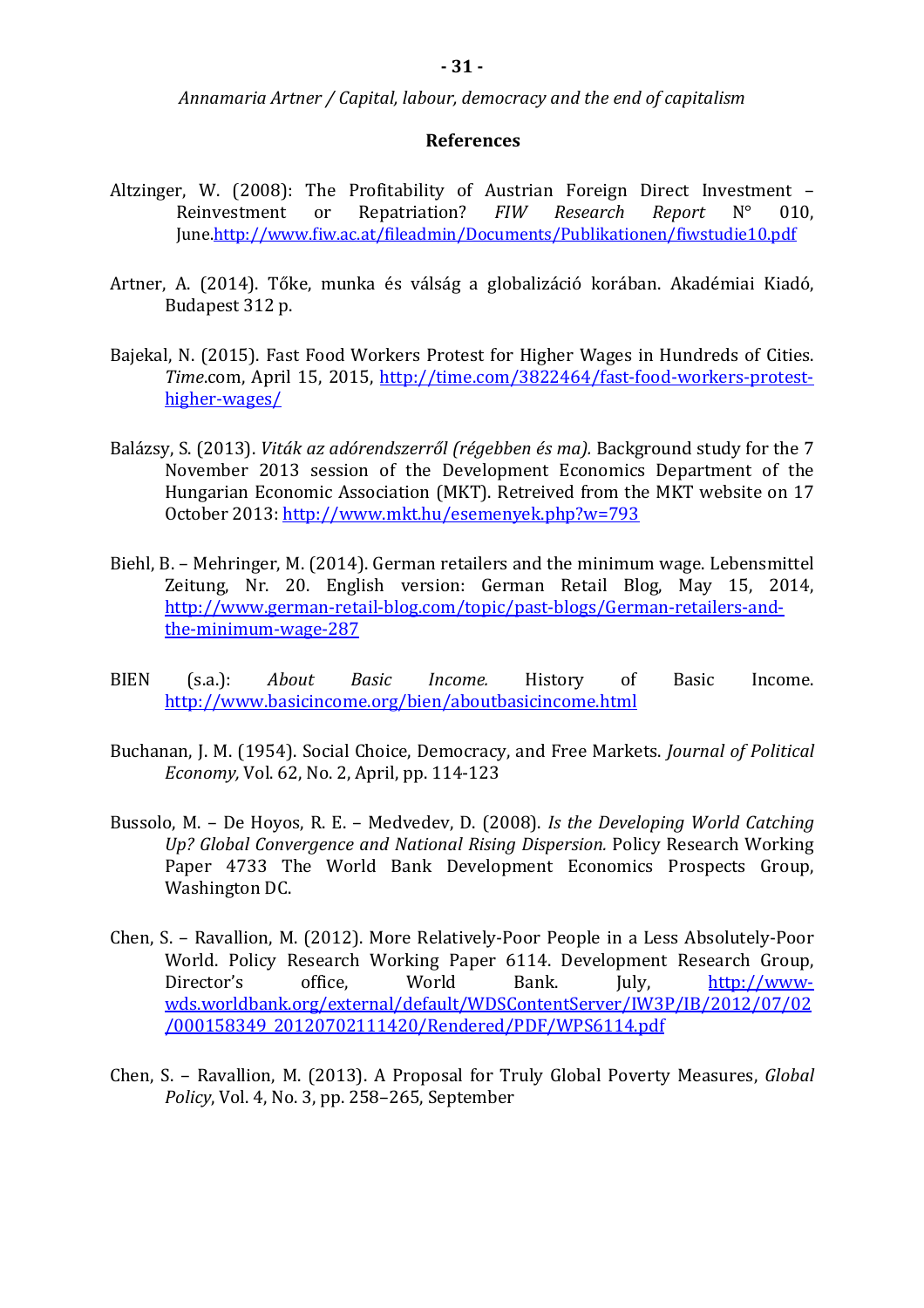## References

Altzinger, W. (2008): The Profitability of Austrian Foreign Direct Investment – Reinvestment or Repatriation? *FIW Research Report* N° 010, June.http://www.fiw.ac.at/fileadmin/Documents/Publikationen/fiwstudie10.pdf

Artner, A. (2014). Tőke, munka és válság a globalizáció korában. Akadémiai Kiadó, Budapest 312 p.

Bajekal, N. (2015). Fast Food Workers Protest for Higher Wages in Hundreds of Cities. *Time*.com, April 15, 2015, http://time.com/3822464/fast-food-workers-protest-higher-wages/

Balázsy, S. (2013). *Viták az adórendszerről (régebben és ma).* Background study for the 7 November 2013 session of the Development Economics Department of the Hungarian Economic Association (MKT). Retreived from the MKT website on 17 October 2013: http://www.mkt.hu/esemenyek.php?w=793

Biehl, B. – Mehringer, M. (2014). German retailers and the minimum wage. Lebensmittel Zeitung, Nr. 20. English version: German Retail Blog, May 15, 2014, http://www.german-retail-blog.com/topic/past-blogs/German-retailers-and-the-minimum-wage-287

BIEN (s.a.): *About Basic Income.* History of Basic Income. http://www.basicincome.org/bien/aboutbasicincome.html

Buchanan, J. M. (1954). Social Choice, Democracy, and Free Markets. *Journal of Political Economy,* Vol. 62, No. 2, April, pp. 114-123

Bussolo, M. – De Hoyos, R. E. – Medvedev, D. (2008). *Is the Developing World Catching Up? Global Convergence and National Rising Dispersion.* Policy Research Working Paper 4733 The World Bank Development Economics Prospects Group, Washington DC.

Chen, S. – Ravallion, M. (2012). More Relatively-Poor People in a Less Absolutely-Poor World. Policy Research Working Paper 6114. Development Research Group, Director's office, World Bank. July, http://www-wds.worldbank.org/external/default/WDSContentServer/IW3P/IB/2012/07/02/000158349_20120702111420/Rendered/PDF/WPS6114.pdf

Chen, S. – Ravallion, M. (2013). A Proposal for Truly Global Poverty Measures, *Global Policy*, Vol. 4, No. 3, pp. 258–265, September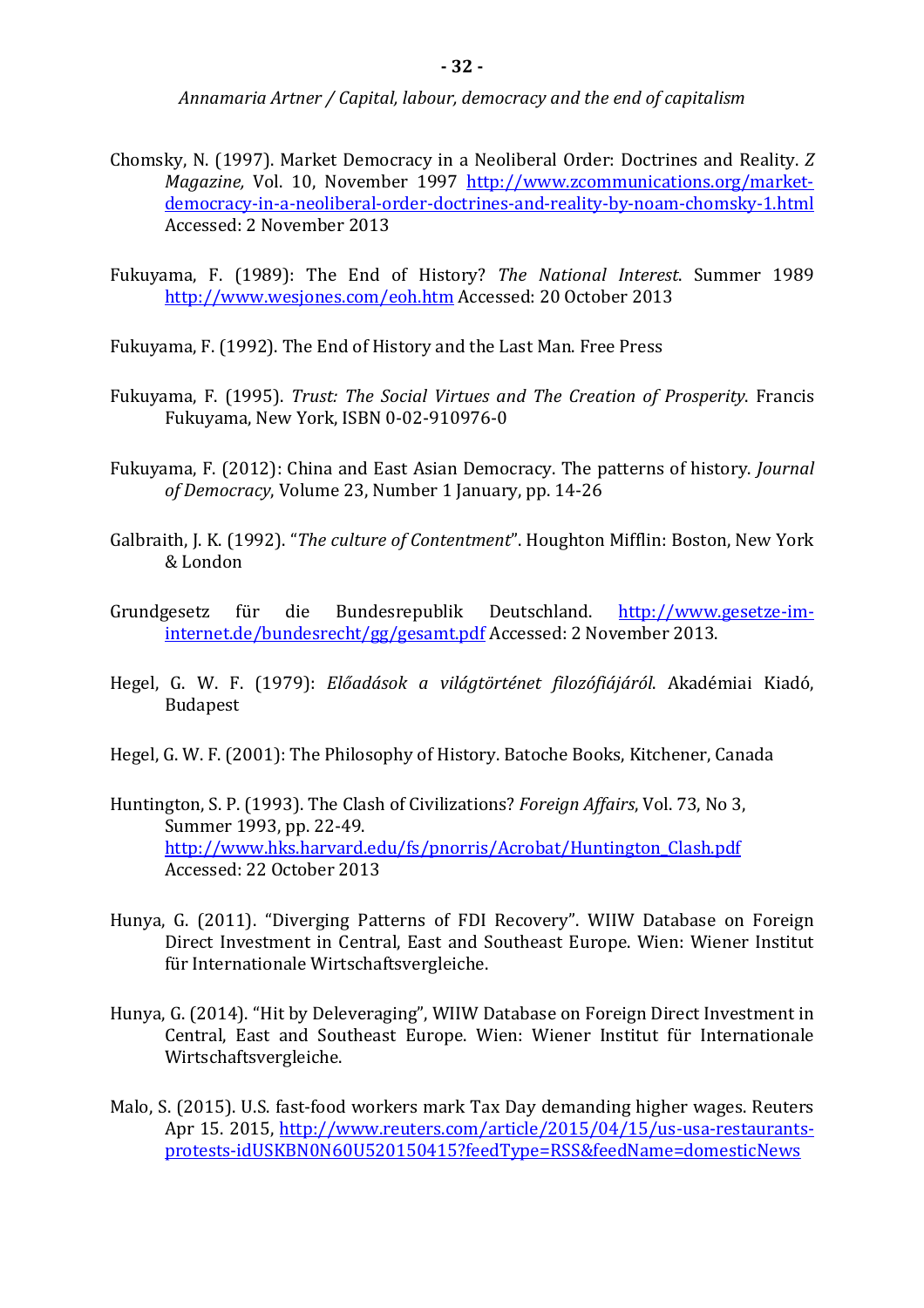Chomsky, N. (1997). Market Democracy in a Neoliberal Order: Doctrines and Reality. *Z Magazine,* Vol. 10, November 1997 http://www.zcommunications.org/market-democracy-in-a-neoliberal-order-doctrines-and-reality-by-noam-chomsky-1.html Accessed: 2 November 2013

Fukuyama, F. (1989): The End of History? *The National Interest*. Summer 1989 http://www.wesjones.com/eoh.htm Accessed: 20 October 2013

Fukuyama, F. (1992). The End of History and the Last Man. Free Press

Fukuyama, F. (1995). *Trust: The Social Virtues and The Creation of Prosperity*. Francis Fukuyama, New York, ISBN 0-02-910976-0

Fukuyama, F. (2012): China and East Asian Democracy. The patterns of history. *Journal of Democracy*, Volume 23, Number 1 January, pp. 14-26

Galbraith, J. K. (1992). "*The culture of Contentment*". Houghton Mifflin: Boston, New York & London

Grundgesetz für die Bundesrepublik Deutschland. http://www.gesetze-im-internet.de/bundesrecht/gg/gesamt.pdf Accessed: 2 November 2013.

Hegel, G. W. F. (1979): *Előadások a világtörténet filozófiájáról*. Akadémiai Kiadó, Budapest

Hegel, G. W. F. (2001): The Philosophy of History. Batoche Books, Kitchener, Canada

Huntington, S. P. (1993). The Clash of Civilizations? *Foreign Affairs*, Vol. 73, No 3, Summer 1993, pp. 22-49. http://www.hks.harvard.edu/fs/pnorris/Acrobat/Huntington_Clash.pdf Accessed: 22 October 2013

Hunya, G. (2011). "Diverging Patterns of FDI Recovery". WIIW Database on Foreign Direct Investment in Central, East and Southeast Europe. Wien: Wiener Institut für Internationale Wirtschaftsvergleiche.

Hunya, G. (2014). "Hit by Deleveraging", WIIW Database on Foreign Direct Investment in Central, East and Southeast Europe. Wien: Wiener Institut für Internationale Wirtschaftsvergleiche.

Malo, S. (2015). U.S. fast-food workers mark Tax Day demanding higher wages. Reuters Apr 15. 2015, http://www.reuters.com/article/2015/04/15/us-usa-restaurants-protests-idUSKBN0N60U520150415?feedType=RSS&feedName=domesticNews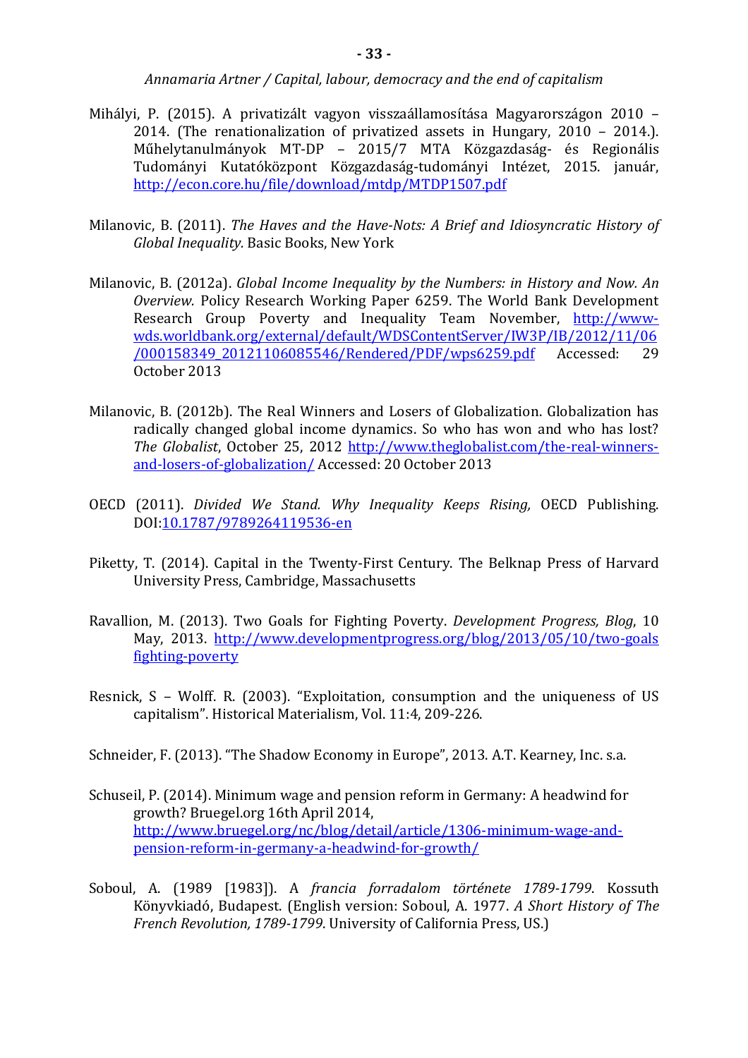Mihályi, P. (2015). A privatizált vagyon visszaállamosítása Magyarországon 2010 – 2014. (The renationalization of privatized assets in Hungary, 2010 – 2014.). Műhelytanulmányok MT-DP – 2015/7 MTA Közgazdaság- és Regionális Tudományi Kutatóközpont Közgazdaság-tudományi Intézet, 2015. január, http://econ.core.hu/file/download/mtdp/MTDP1507.pdf

Milanovic, B. (2011). *The Haves and the Have-Nots: A Brief and Idiosyncratic History of Global Inequality.* Basic Books, New York

Milanovic, B. (2012a). *Global Income Inequality by the Numbers: in History and Now. An Overview.* Policy Research Working Paper 6259. The World Bank Development Research Group Poverty and Inequality Team November, http://www-wds.worldbank.org/external/default/WDSContentServer/IW3P/IB/2012/11/06/000158349_20121106085546/Rendered/PDF/wps6259.pdf Accessed: 29 October 2013

Milanovic, B. (2012b). The Real Winners and Losers of Globalization. Globalization has radically changed global income dynamics. So who has won and who has lost? *The Globalist*, October 25, 2012 http://www.theglobalist.com/the-real-winners-and-losers-of-globalization/ Accessed: 20 October 2013

OECD (2011). *Divided We Stand. Why Inequality Keeps Rising,* OECD Publishing. DOI:10.1787/9789264119536-en

Piketty, T. (2014). Capital in the Twenty-First Century. The Belknap Press of Harvard University Press, Cambridge, Massachusetts

Ravallion, M. (2013). Two Goals for Fighting Poverty. *Development Progress, Blog*, 10 May, 2013. http://www.developmentprogress.org/blog/2013/05/10/two-goals fighting-poverty

Resnick, S – Wolff. R. (2003). "Exploitation, consumption and the uniqueness of US capitalism". Historical Materialism, Vol. 11:4, 209-226.

Schneider, F. (2013). "The Shadow Economy in Europe", 2013. A.T. Kearney, Inc. s.a.

Schuseil, P. (2014). Minimum wage and pension reform in Germany: A headwind for growth? Bruegel.org 16th April 2014, http://www.bruegel.org/nc/blog/detail/article/1306-minimum-wage-and-pension-reform-in-germany-a-headwind-for-growth/

Soboul, A. (1989 [1983]). A *francia forradalom története 1789-1799*. Kossuth Könyvkiadó, Budapest. (English version: Soboul, A. 1977. *A Short History of The French Revolution, 1789-1799*. University of California Press, US.)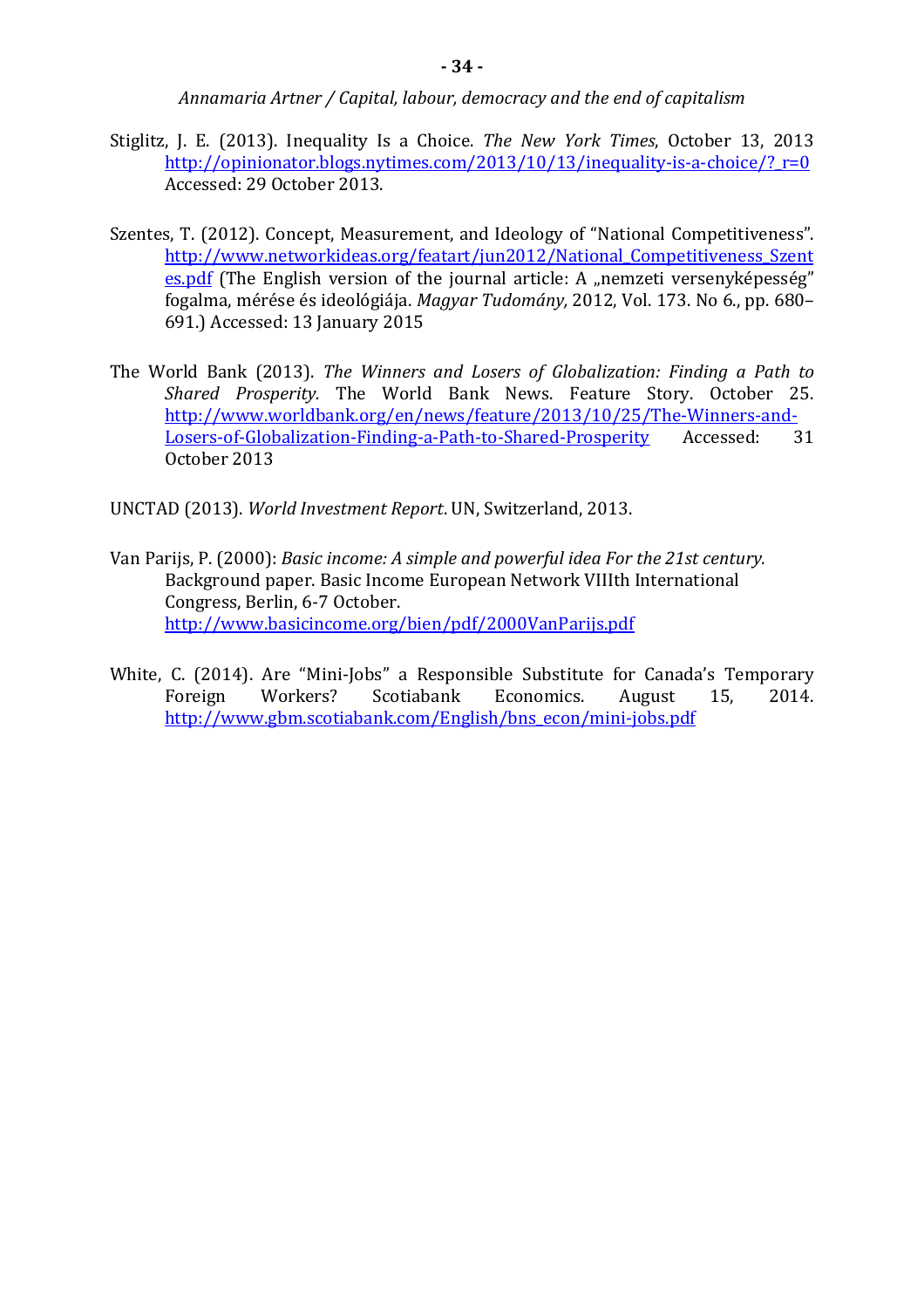Stiglitz, J. E. (2013). Inequality Is a Choice. *The New York Times*, October 13, 2013 http://opinionator.blogs.nytimes.com/2013/10/13/inequality-is-a-choice/?_r=0 Accessed: 29 October 2013.

Szentes, T. (2012). Concept, Measurement, and Ideology of "National Competitiveness". http://www.networkideas.org/featart/jun2012/National_Competitiveness_Szentes.pdf (The English version of the journal article: A „nemzeti versenyképesség" fogalma, mérése és ideológiája. *Magyar Tudomány*, 2012, Vol. 173. No 6., pp. 680–691.) Accessed: 13 January 2015

The World Bank (2013). *The Winners and Losers of Globalization: Finding a Path to Shared Prosperity.* The World Bank News. Feature Story. October 25. http://www.worldbank.org/en/news/feature/2013/10/25/The-Winners-and-Losers-of-Globalization-Finding-a-Path-to-Shared-Prosperity Accessed: 31 October 2013

UNCTAD (2013). *World Investment Report.* UN, Switzerland, 2013.

Van Parijs, P. (2000): *Basic income: A simple and powerful idea For the 21st century.* Background paper. Basic Income European Network VIIIth International Congress, Berlin, 6-7 October. http://www.basicincome.org/bien/pdf/2000VanParijs.pdf

White, C. (2014). Are "Mini-Jobs" a Responsible Substitute for Canada's Temporary Foreign Workers? Scotiabank Economics. August 15, 2014. http://www.gbm.scotiabank.com/English/bns_econ/mini-jobs.pdf